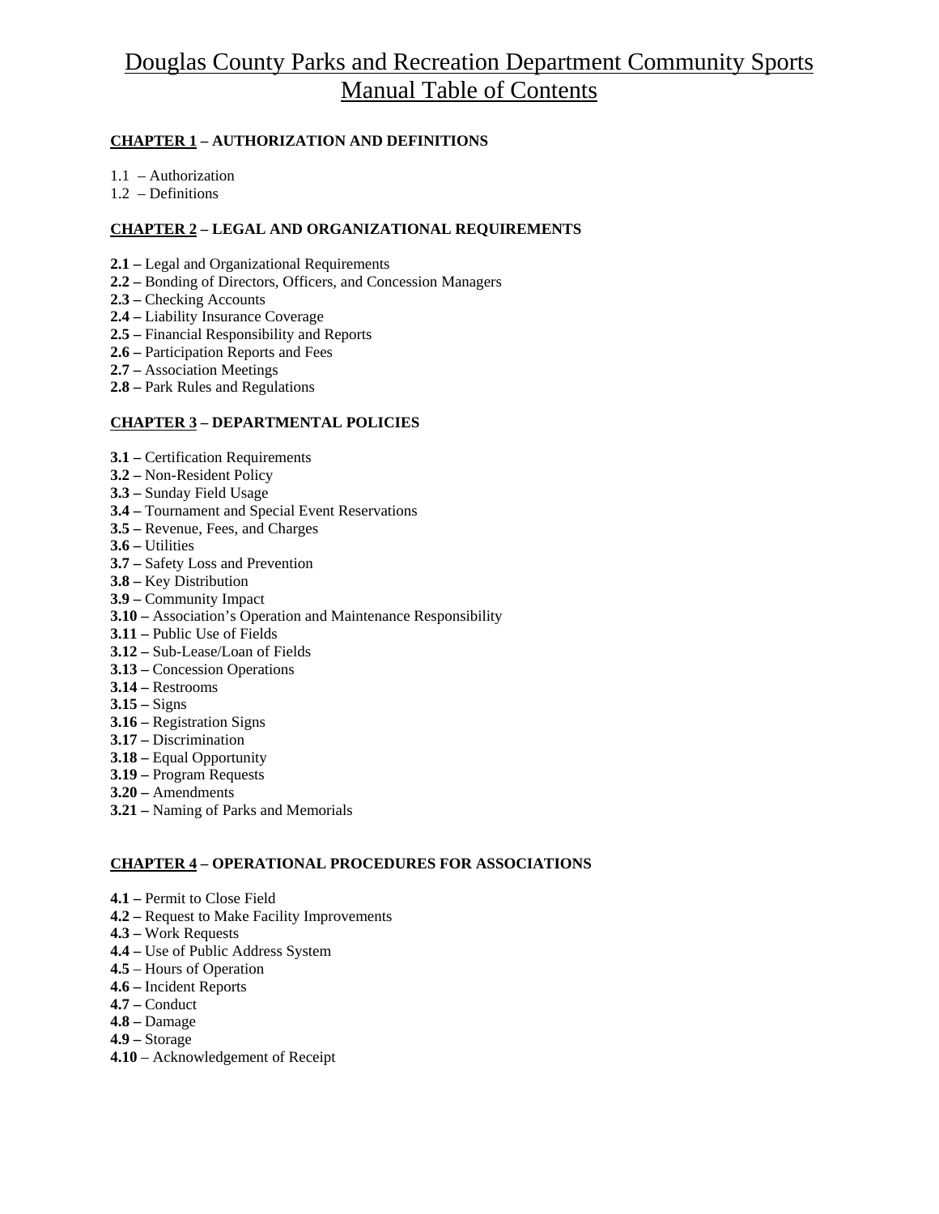# Douglas County Parks and Recreation Department Community Sports Manual Table of Contents

**CHAPTER 1 – AUTHORIZATION AND DEFINITIONS**

1.1 – Authorization
1.2 – Definitions

**CHAPTER 2 – LEGAL AND ORGANIZATIONAL REQUIREMENTS**

**2.1 –** Legal and Organizational Requirements
**2.2 –** Bonding of Directors, Officers, and Concession Managers
**2.3 –** Checking Accounts
**2.4 –** Liability Insurance Coverage
**2.5 –** Financial Responsibility and Reports
**2.6 –** Participation Reports and Fees
**2.7 –** Association Meetings
**2.8 –** Park Rules and Regulations

**CHAPTER 3 – DEPARTMENTAL POLICIES**

**3.1 –** Certification Requirements
**3.2 –** Non-Resident Policy
**3.3 –** Sunday Field Usage
**3.4 –** Tournament and Special Event Reservations
**3.5 –** Revenue, Fees, and Charges
**3.6 –** Utilities
**3.7 –** Safety Loss and Prevention
**3.8 –** Key Distribution
**3.9 –** Community Impact
**3.10 –** Association's Operation and Maintenance Responsibility
**3.11 –** Public Use of Fields
**3.12 –** Sub-Lease/Loan of Fields
**3.13 –** Concession Operations
**3.14 –** Restrooms
**3.15 –** Signs
**3.16 –** Registration Signs
**3.17 –** Discrimination
**3.18 –** Equal Opportunity
**3.19 –** Program Requests
**3.20 –** Amendments
**3.21 –** Naming of Parks and Memorials

**CHAPTER 4 – OPERATIONAL PROCEDURES FOR ASSOCIATIONS**

**4.1 –** Permit to Close Field
**4.2 –** Request to Make Facility Improvements
**4.3 –** Work Requests
**4.4 –** Use of Public Address System
**4.5** – Hours of Operation
**4.6 –** Incident Reports
**4.7 –** Conduct
**4.8 –** Damage
**4.9 –** Storage
**4.10** – Acknowledgement of Receipt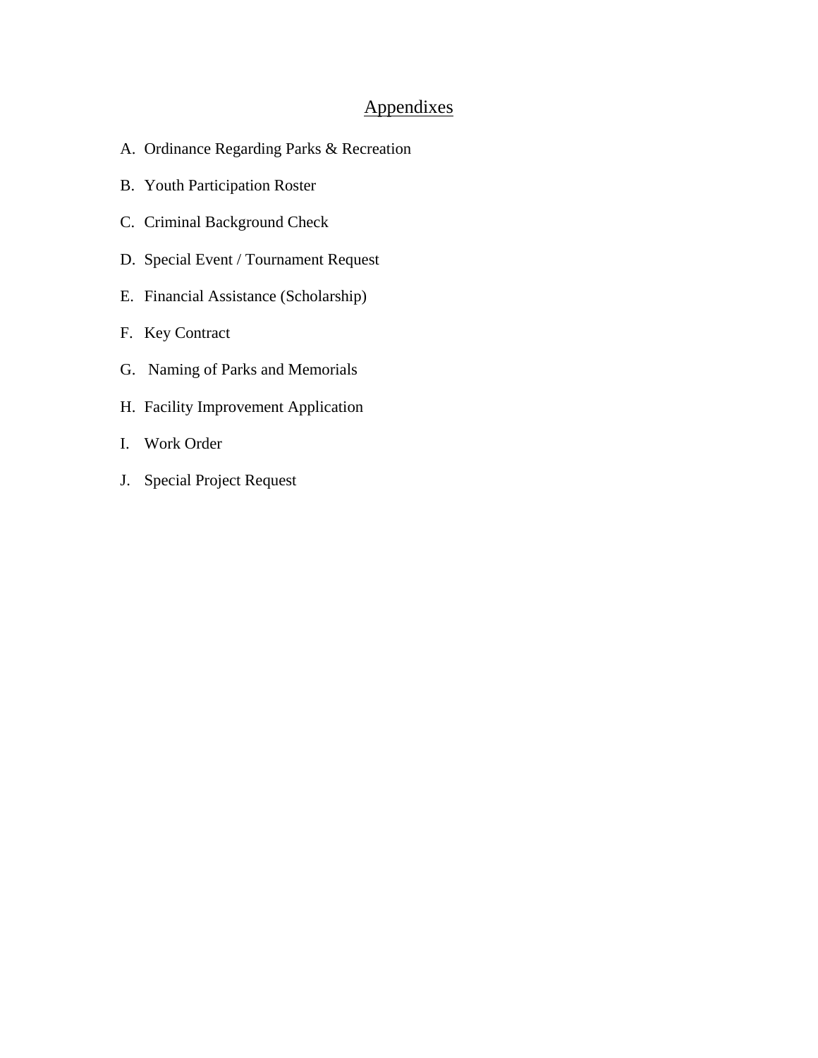# Appendixes

A. Ordinance Regarding Parks & Recreation

B. Youth Participation Roster

C. Criminal Background Check

D. Special Event / Tournament Request

E. Financial Assistance (Scholarship)

F. Key Contract

G. Naming of Parks and Memorials

H. Facility Improvement Application

I. Work Order

J. Special Project Request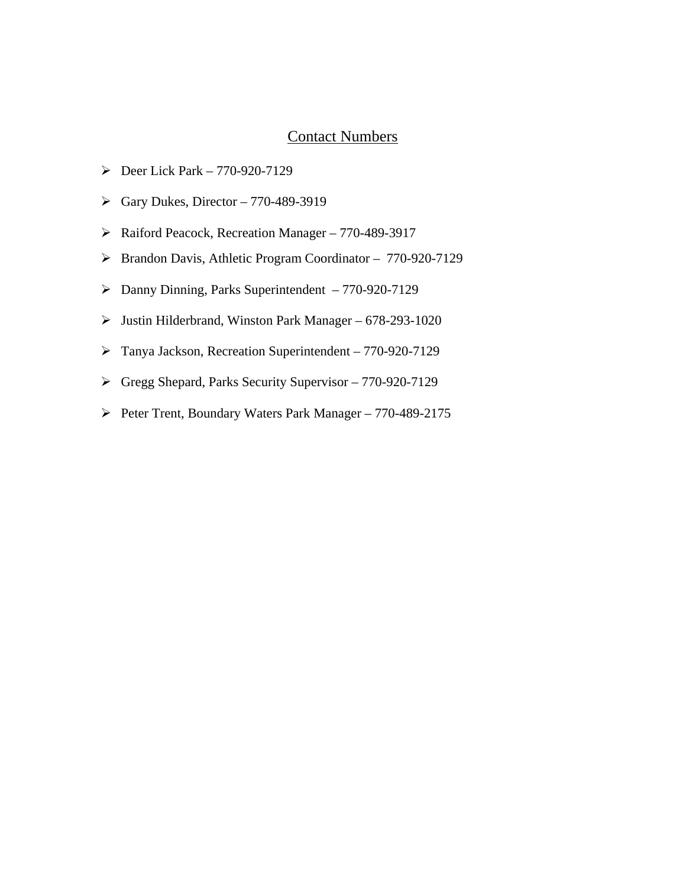## Contact Numbers

- Deer Lick Park – 770-920-7129
- Gary Dukes, Director – 770-489-3919
- Raiford Peacock, Recreation Manager – 770-489-3917
- Brandon Davis, Athletic Program Coordinator – 770-920-7129
- Danny Dinning, Parks Superintendent – 770-920-7129
- Justin Hilderbrand, Winston Park Manager – 678-293-1020
- Tanya Jackson, Recreation Superintendent – 770-920-7129
- Gregg Shepard, Parks Security Supervisor – 770-920-7129
- Peter Trent, Boundary Waters Park Manager – 770-489-2175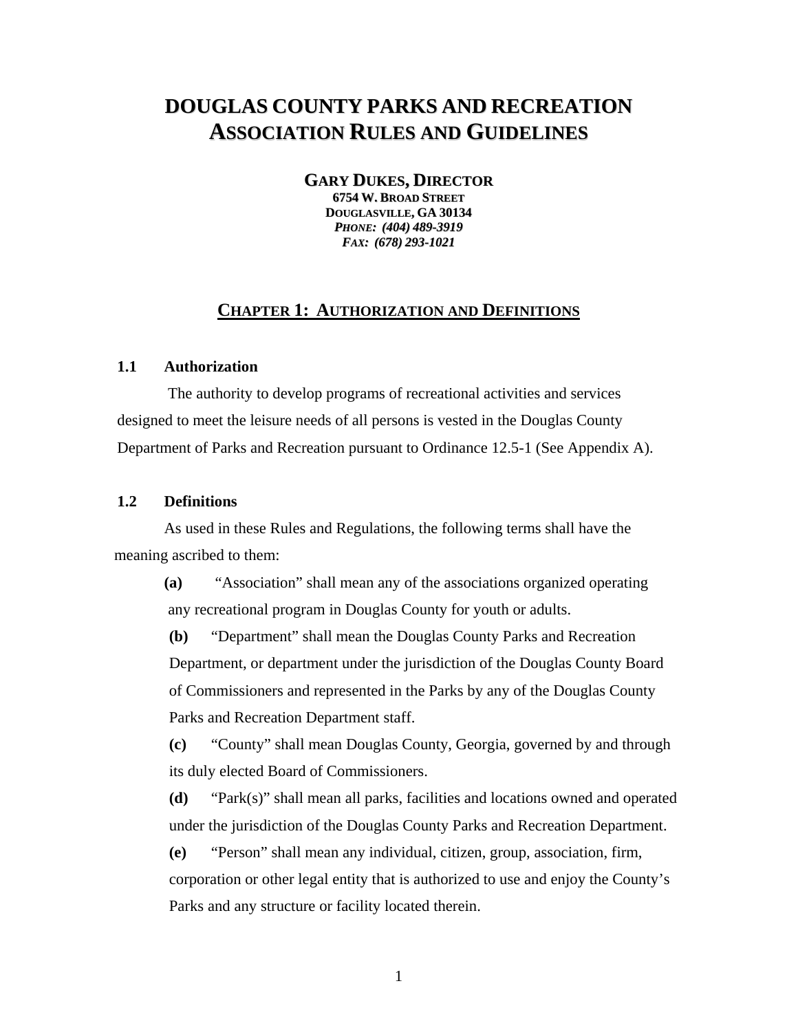# DOUGLAS COUNTY PARKS AND RECREATION ASSOCIATION RULES AND GUIDELINES

**GARY DUKES, DIRECTOR**
**6754 W. BROAD STREET**
**DOUGLASVILLE, GA 30134**
***PHONE: (404) 489-3919***
***FAX: (678) 293-1021***

## CHAPTER 1: AUTHORIZATION AND DEFINITIONS

### 1.1 Authorization

The authority to develop programs of recreational activities and services designed to meet the leisure needs of all persons is vested in the Douglas County Department of Parks and Recreation pursuant to Ordinance 12.5-1 (See Appendix A).

### 1.2 Definitions

As used in these Rules and Regulations, the following terms shall have the meaning ascribed to them:

**(a)** "Association" shall mean any of the associations organized operating any recreational program in Douglas County for youth or adults.

**(b)** "Department" shall mean the Douglas County Parks and Recreation Department, or department under the jurisdiction of the Douglas County Board of Commissioners and represented in the Parks by any of the Douglas County Parks and Recreation Department staff.

**(c)** "County" shall mean Douglas County, Georgia, governed by and through its duly elected Board of Commissioners.

**(d)** "Park(s)" shall mean all parks, facilities and locations owned and operated under the jurisdiction of the Douglas County Parks and Recreation Department.

**(e)** "Person" shall mean any individual, citizen, group, association, firm, corporation or other legal entity that is authorized to use and enjoy the County's Parks and any structure or facility located therein.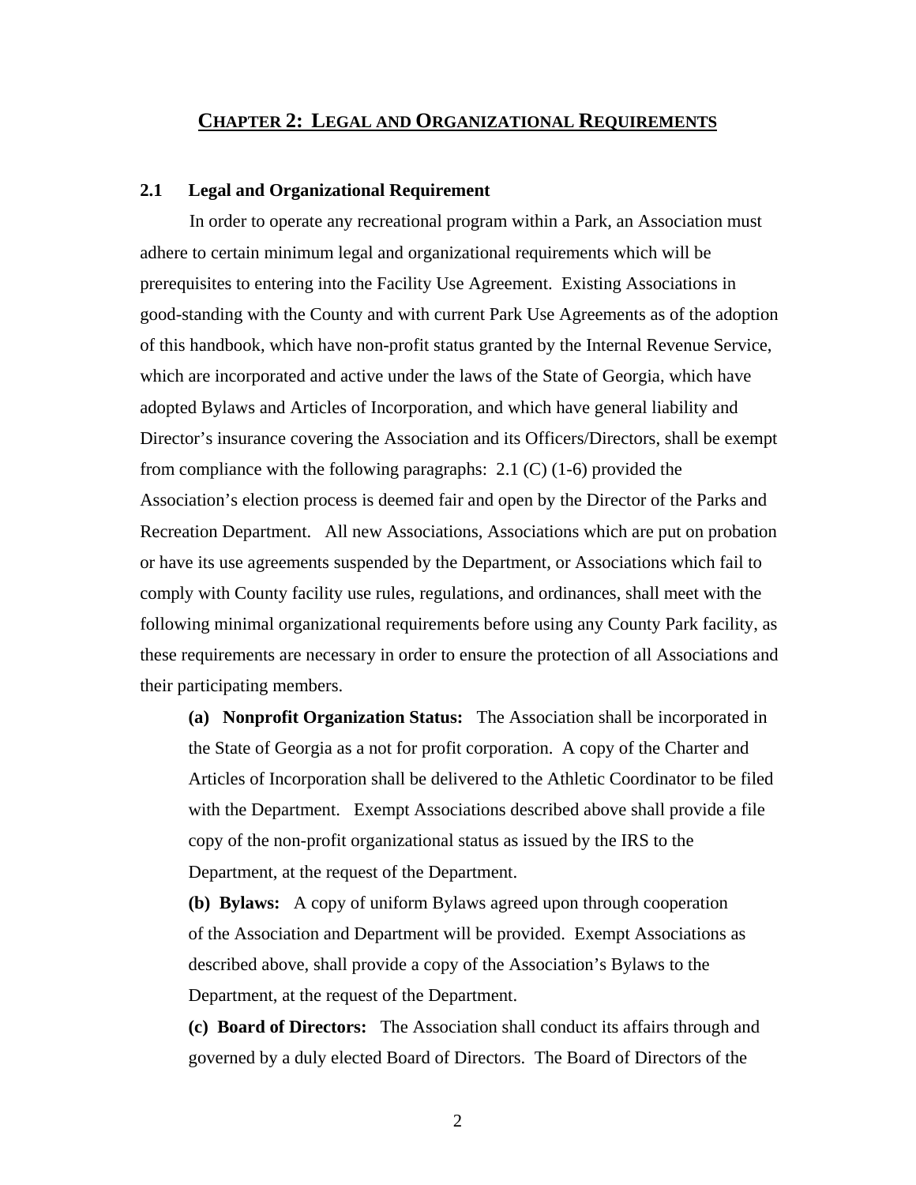## CHAPTER 2: LEGAL AND ORGANIZATIONAL REQUIREMENTS

### 2.1 Legal and Organizational Requirement

In order to operate any recreational program within a Park, an Association must adhere to certain minimum legal and organizational requirements which will be prerequisites to entering into the Facility Use Agreement. Existing Associations in good-standing with the County and with current Park Use Agreements as of the adoption of this handbook, which have non-profit status granted by the Internal Revenue Service, which are incorporated and active under the laws of the State of Georgia, which have adopted Bylaws and Articles of Incorporation, and which have general liability and Director's insurance covering the Association and its Officers/Directors, shall be exempt from compliance with the following paragraphs: 2.1 (C) (1-6) provided the Association's election process is deemed fair and open by the Director of the Parks and Recreation Department. All new Associations, Associations which are put on probation or have its use agreements suspended by the Department, or Associations which fail to comply with County facility use rules, regulations, and ordinances, shall meet with the following minimal organizational requirements before using any County Park facility, as these requirements are necessary in order to ensure the protection of all Associations and their participating members.

**(a) Nonprofit Organization Status:** The Association shall be incorporated in the State of Georgia as a not for profit corporation. A copy of the Charter and Articles of Incorporation shall be delivered to the Athletic Coordinator to be filed with the Department. Exempt Associations described above shall provide a file copy of the non-profit organizational status as issued by the IRS to the Department, at the request of the Department.

**(b) Bylaws:** A copy of uniform Bylaws agreed upon through cooperation of the Association and Department will be provided. Exempt Associations as described above, shall provide a copy of the Association's Bylaws to the Department, at the request of the Department.

**(c) Board of Directors:** The Association shall conduct its affairs through and governed by a duly elected Board of Directors. The Board of Directors of the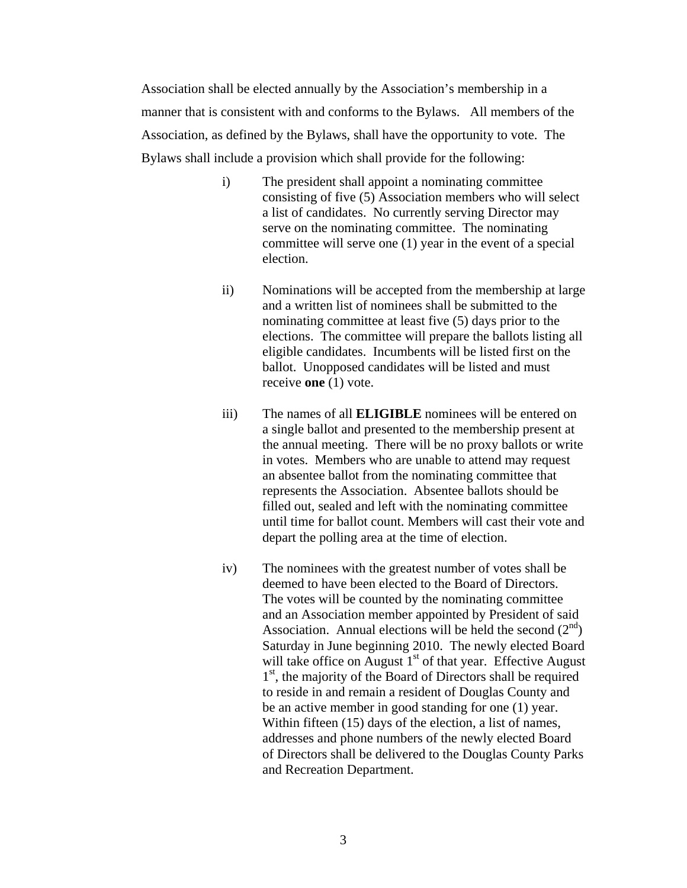Association shall be elected annually by the Association's membership in a manner that is consistent with and conforms to the Bylaws. All members of the Association, as defined by the Bylaws, shall have the opportunity to vote. The Bylaws shall include a provision which shall provide for the following:

i) The president shall appoint a nominating committee consisting of five (5) Association members who will select a list of candidates. No currently serving Director may serve on the nominating committee. The nominating committee will serve one (1) year in the event of a special election.

ii) Nominations will be accepted from the membership at large and a written list of nominees shall be submitted to the nominating committee at least five (5) days prior to the elections. The committee will prepare the ballots listing all eligible candidates. Incumbents will be listed first on the ballot. Unopposed candidates will be listed and must receive **one** (1) vote.

iii) The names of all **ELIGIBLE** nominees will be entered on a single ballot and presented to the membership present at the annual meeting. There will be no proxy ballots or write in votes. Members who are unable to attend may request an absentee ballot from the nominating committee that represents the Association. Absentee ballots should be filled out, sealed and left with the nominating committee until time for ballot count. Members will cast their vote and depart the polling area at the time of election.

iv) The nominees with the greatest number of votes shall be deemed to have been elected to the Board of Directors. The votes will be counted by the nominating committee and an Association member appointed by President of said Association. Annual elections will be held the second (2nd) Saturday in June beginning 2010. The newly elected Board will take office on August 1st of that year. Effective August 1st, the majority of the Board of Directors shall be required to reside in and remain a resident of Douglas County and be an active member in good standing for one (1) year. Within fifteen (15) days of the election, a list of names, addresses and phone numbers of the newly elected Board of Directors shall be delivered to the Douglas County Parks and Recreation Department.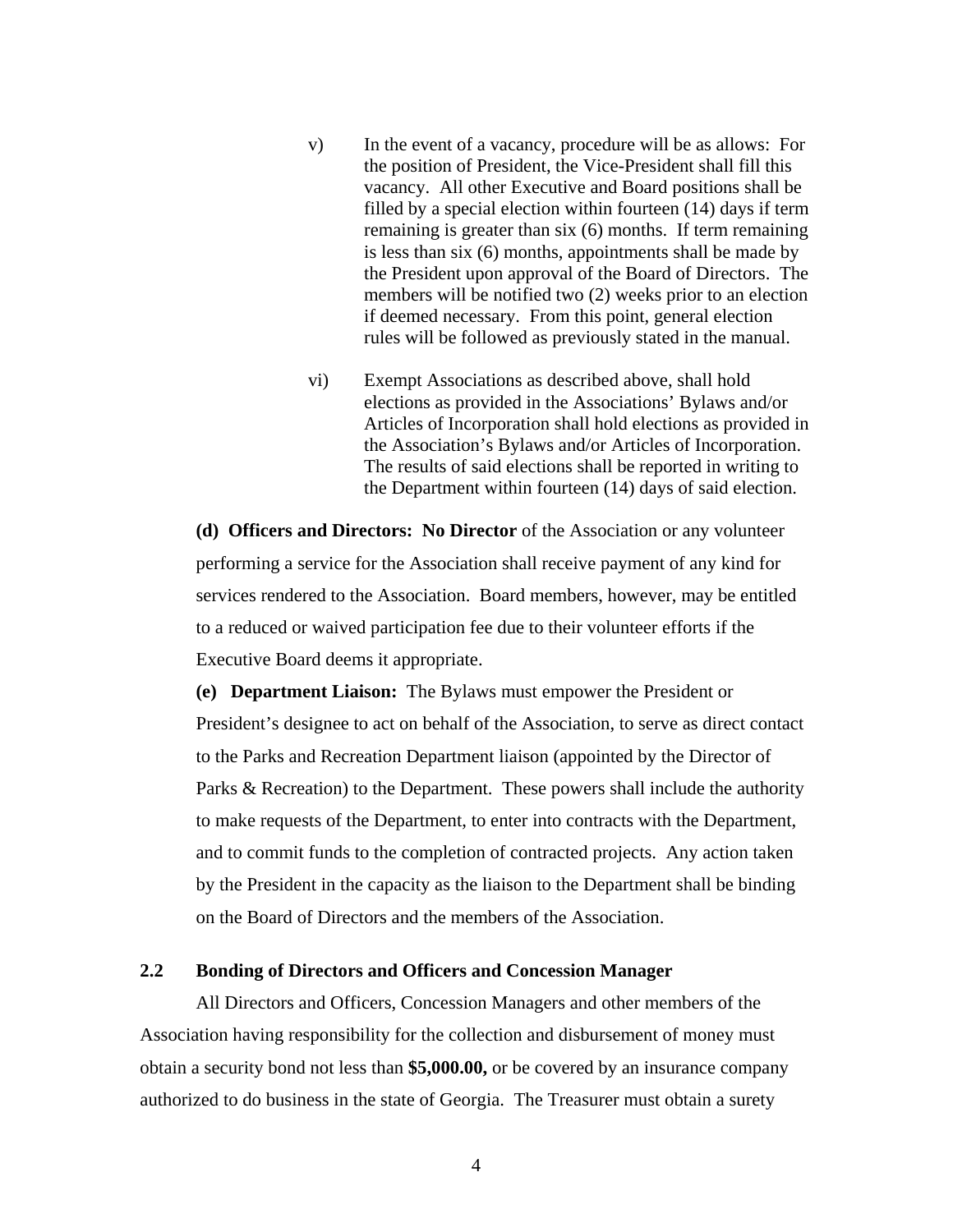v) In the event of a vacancy, procedure will be as allows: For the position of President, the Vice-President shall fill this vacancy. All other Executive and Board positions shall be filled by a special election within fourteen (14) days if term remaining is greater than six (6) months. If term remaining is less than six (6) months, appointments shall be made by the President upon approval of the Board of Directors. The members will be notified two (2) weeks prior to an election if deemed necessary. From this point, general election rules will be followed as previously stated in the manual.

vi) Exempt Associations as described above, shall hold elections as provided in the Associations' Bylaws and/or Articles of Incorporation shall hold elections as provided in the Association's Bylaws and/or Articles of Incorporation. The results of said elections shall be reported in writing to the Department within fourteen (14) days of said election.

**(d) Officers and Directors: No Director** of the Association or any volunteer performing a service for the Association shall receive payment of any kind for services rendered to the Association. Board members, however, may be entitled to a reduced or waived participation fee due to their volunteer efforts if the Executive Board deems it appropriate.

**(e) Department Liaison:** The Bylaws must empower the President or President's designee to act on behalf of the Association, to serve as direct contact to the Parks and Recreation Department liaison (appointed by the Director of Parks & Recreation) to the Department. These powers shall include the authority to make requests of the Department, to enter into contracts with the Department, and to commit funds to the completion of contracted projects. Any action taken by the President in the capacity as the liaison to the Department shall be binding on the Board of Directors and the members of the Association.

### 2.2 Bonding of Directors and Officers and Concession Manager

All Directors and Officers, Concession Managers and other members of the Association having responsibility for the collection and disbursement of money must obtain a security bond not less than **$5,000.00,** or be covered by an insurance company authorized to do business in the state of Georgia. The Treasurer must obtain a surety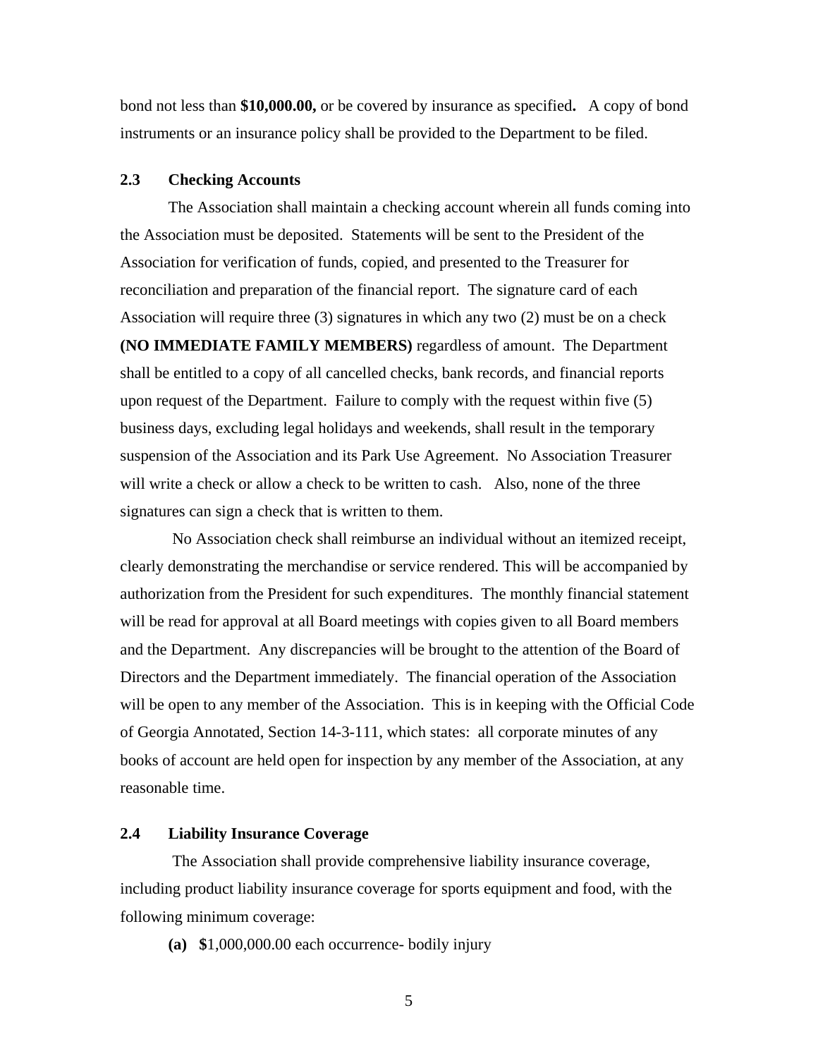bond not less than **$10,000.00,** or be covered by insurance as specified**.** A copy of bond instruments or an insurance policy shall be provided to the Department to be filed.

### 2.3 Checking Accounts

The Association shall maintain a checking account wherein all funds coming into the Association must be deposited. Statements will be sent to the President of the Association for verification of funds, copied, and presented to the Treasurer for reconciliation and preparation of the financial report. The signature card of each Association will require three (3) signatures in which any two (2) must be on a check **(NO IMMEDIATE FAMILY MEMBERS)** regardless of amount. The Department shall be entitled to a copy of all cancelled checks, bank records, and financial reports upon request of the Department. Failure to comply with the request within five (5) business days, excluding legal holidays and weekends, shall result in the temporary suspension of the Association and its Park Use Agreement. No Association Treasurer will write a check or allow a check to be written to cash. Also, none of the three signatures can sign a check that is written to them.

No Association check shall reimburse an individual without an itemized receipt, clearly demonstrating the merchandise or service rendered. This will be accompanied by authorization from the President for such expenditures. The monthly financial statement will be read for approval at all Board meetings with copies given to all Board members and the Department. Any discrepancies will be brought to the attention of the Board of Directors and the Department immediately. The financial operation of the Association will be open to any member of the Association. This is in keeping with the Official Code of Georgia Annotated, Section 14-3-111, which states: all corporate minutes of any books of account are held open for inspection by any member of the Association, at any reasonable time.

### 2.4 Liability Insurance Coverage

The Association shall provide comprehensive liability insurance coverage, including product liability insurance coverage for sports equipment and food, with the following minimum coverage:

**(a)** **$**1,000,000.00 each occurrence- bodily injury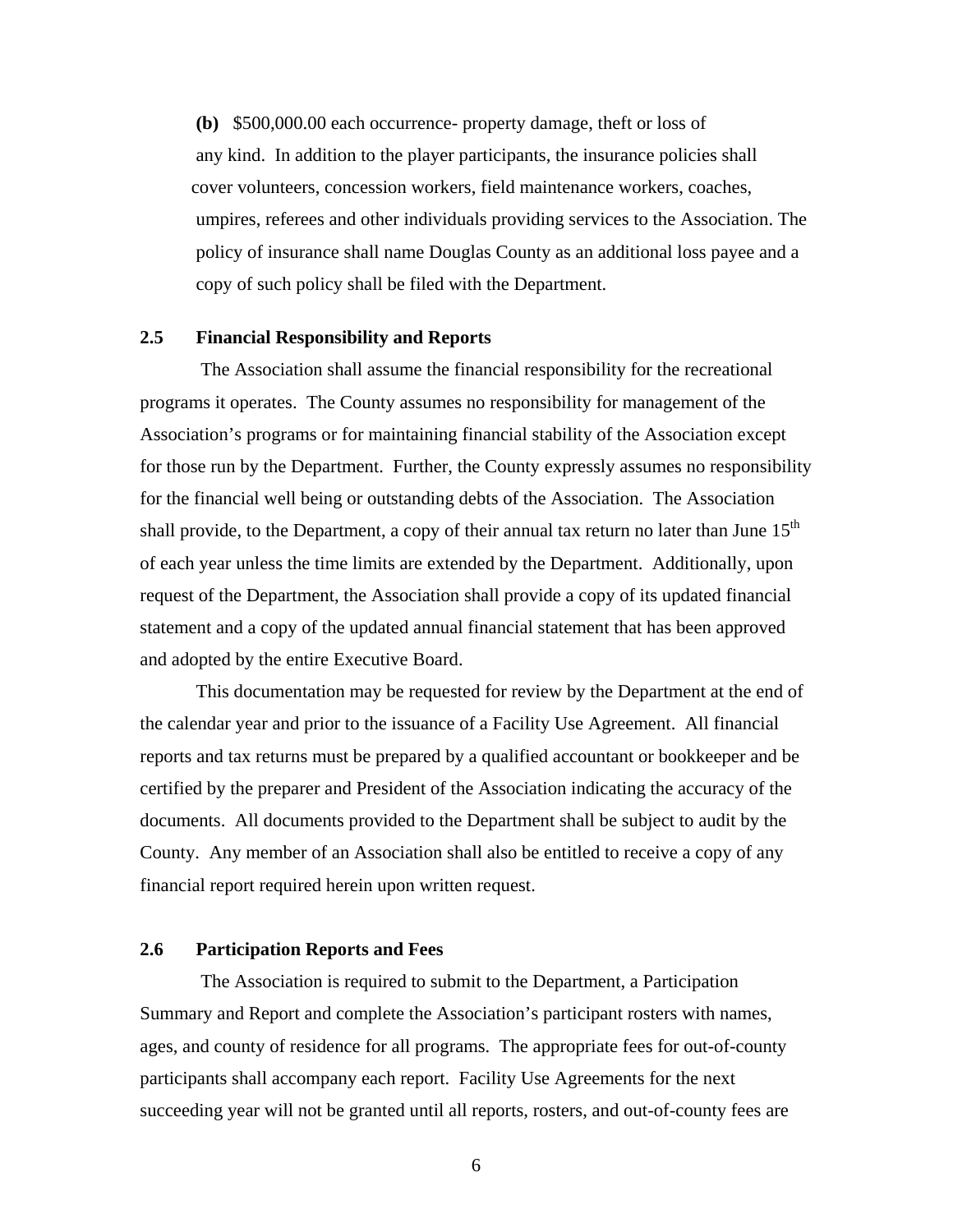**(b)** $500,000.00 each occurrence- property damage, theft or loss of any kind. In addition to the player participants, the insurance policies shall cover volunteers, concession workers, field maintenance workers, coaches, umpires, referees and other individuals providing services to the Association. The policy of insurance shall name Douglas County as an additional loss payee and a copy of such policy shall be filed with the Department.

### 2.5 Financial Responsibility and Reports

The Association shall assume the financial responsibility for the recreational programs it operates. The County assumes no responsibility for management of the Association's programs or for maintaining financial stability of the Association except for those run by the Department. Further, the County expressly assumes no responsibility for the financial well being or outstanding debts of the Association. The Association shall provide, to the Department, a copy of their annual tax return no later than June 15th of each year unless the time limits are extended by the Department. Additionally, upon request of the Department, the Association shall provide a copy of its updated financial statement and a copy of the updated annual financial statement that has been approved and adopted by the entire Executive Board.

This documentation may be requested for review by the Department at the end of the calendar year and prior to the issuance of a Facility Use Agreement. All financial reports and tax returns must be prepared by a qualified accountant or bookkeeper and be certified by the preparer and President of the Association indicating the accuracy of the documents. All documents provided to the Department shall be subject to audit by the County. Any member of an Association shall also be entitled to receive a copy of any financial report required herein upon written request.

### 2.6 Participation Reports and Fees

The Association is required to submit to the Department, a Participation Summary and Report and complete the Association's participant rosters with names, ages, and county of residence for all programs. The appropriate fees for out-of-county participants shall accompany each report. Facility Use Agreements for the next succeeding year will not be granted until all reports, rosters, and out-of-county fees are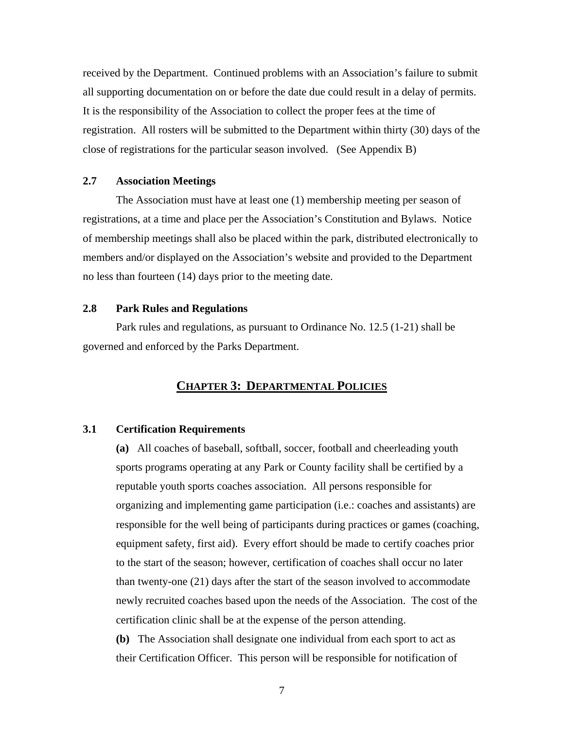received by the Department. Continued problems with an Association's failure to submit all supporting documentation on or before the date due could result in a delay of permits. It is the responsibility of the Association to collect the proper fees at the time of registration. All rosters will be submitted to the Department within thirty (30) days of the close of registrations for the particular season involved. (See Appendix B)

### 2.7 Association Meetings

The Association must have at least one (1) membership meeting per season of registrations, at a time and place per the Association's Constitution and Bylaws. Notice of membership meetings shall also be placed within the park, distributed electronically to members and/or displayed on the Association's website and provided to the Department no less than fourteen (14) days prior to the meeting date.

### 2.8 Park Rules and Regulations

Park rules and regulations, as pursuant to Ordinance No. 12.5 (1-21) shall be governed and enforced by the Parks Department.

## CHAPTER 3: DEPARTMENTAL POLICIES

### 3.1 Certification Requirements

**(a)** All coaches of baseball, softball, soccer, football and cheerleading youth sports programs operating at any Park or County facility shall be certified by a reputable youth sports coaches association. All persons responsible for organizing and implementing game participation (i.e.: coaches and assistants) are responsible for the well being of participants during practices or games (coaching, equipment safety, first aid). Every effort should be made to certify coaches prior to the start of the season; however, certification of coaches shall occur no later than twenty-one (21) days after the start of the season involved to accommodate newly recruited coaches based upon the needs of the Association. The cost of the certification clinic shall be at the expense of the person attending.

**(b)** The Association shall designate one individual from each sport to act as their Certification Officer. This person will be responsible for notification of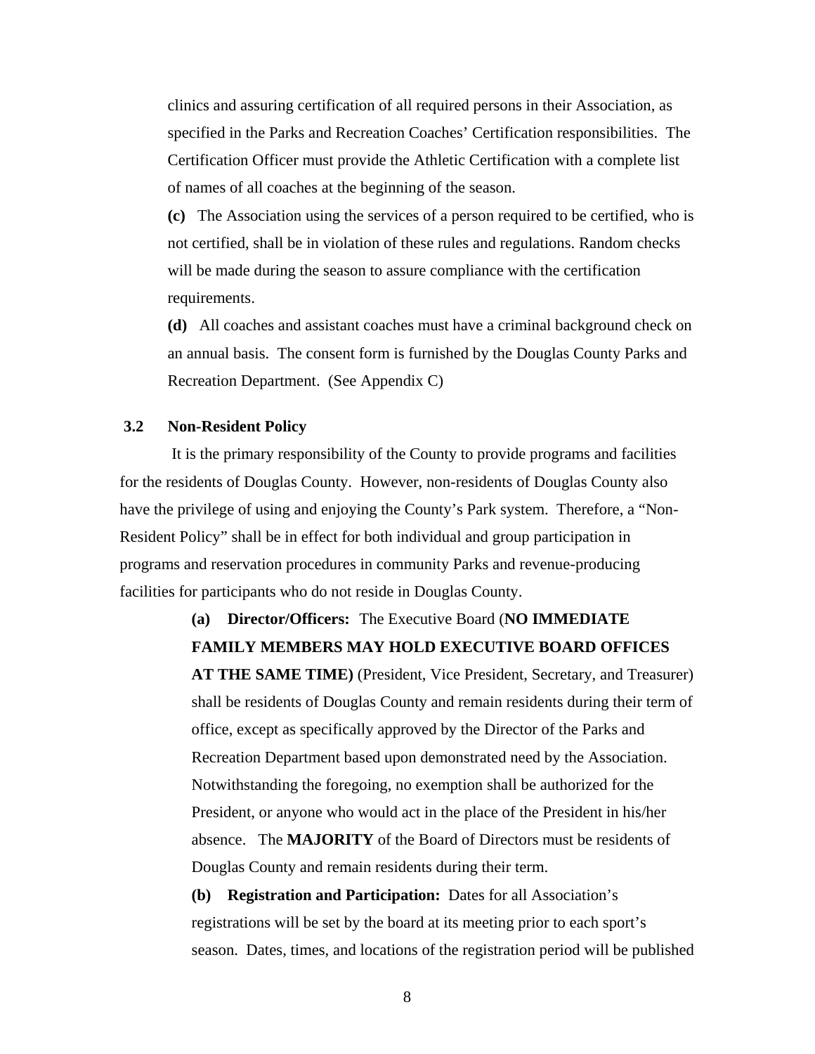clinics and assuring certification of all required persons in their Association, as specified in the Parks and Recreation Coaches' Certification responsibilities. The Certification Officer must provide the Athletic Certification with a complete list of names of all coaches at the beginning of the season.

**(c)** The Association using the services of a person required to be certified, who is not certified, shall be in violation of these rules and regulations. Random checks will be made during the season to assure compliance with the certification requirements.

**(d)** All coaches and assistant coaches must have a criminal background check on an annual basis. The consent form is furnished by the Douglas County Parks and Recreation Department. (See Appendix C)

### 3.2 Non-Resident Policy

It is the primary responsibility of the County to provide programs and facilities for the residents of Douglas County. However, non-residents of Douglas County also have the privilege of using and enjoying the County's Park system. Therefore, a "Non-Resident Policy" shall be in effect for both individual and group participation in programs and reservation procedures in community Parks and revenue-producing facilities for participants who do not reside in Douglas County.

**(a) Director/Officers:** The Executive Board (**NO IMMEDIATE FAMILY MEMBERS MAY HOLD EXECUTIVE BOARD OFFICES AT THE SAME TIME)** (President, Vice President, Secretary, and Treasurer) shall be residents of Douglas County and remain residents during their term of office, except as specifically approved by the Director of the Parks and Recreation Department based upon demonstrated need by the Association. Notwithstanding the foregoing, no exemption shall be authorized for the President, or anyone who would act in the place of the President in his/her absence. The **MAJORITY** of the Board of Directors must be residents of Douglas County and remain residents during their term.

**(b) Registration and Participation:** Dates for all Association's registrations will be set by the board at its meeting prior to each sport's season. Dates, times, and locations of the registration period will be published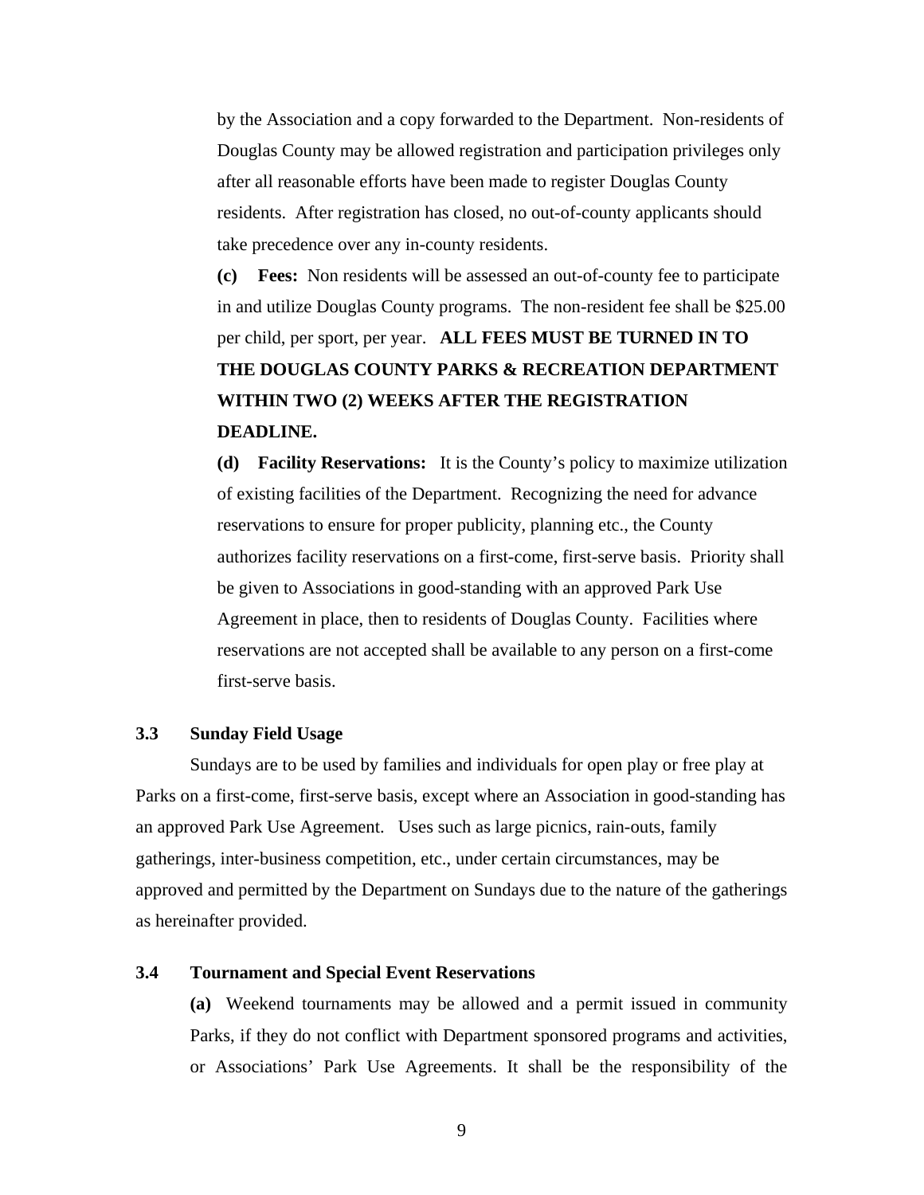by the Association and a copy forwarded to the Department. Non-residents of Douglas County may be allowed registration and participation privileges only after all reasonable efforts have been made to register Douglas County residents. After registration has closed, no out-of-county applicants should take precedence over any in-county residents.

**(c) Fees:** Non residents will be assessed an out-of-county fee to participate in and utilize Douglas County programs. The non-resident fee shall be $25.00 per child, per sport, per year. **ALL FEES MUST BE TURNED IN TO THE DOUGLAS COUNTY PARKS & RECREATION DEPARTMENT WITHIN TWO (2) WEEKS AFTER THE REGISTRATION DEADLINE.**

**(d) Facility Reservations:** It is the County's policy to maximize utilization of existing facilities of the Department. Recognizing the need for advance reservations to ensure for proper publicity, planning etc., the County authorizes facility reservations on a first-come, first-serve basis. Priority shall be given to Associations in good-standing with an approved Park Use Agreement in place, then to residents of Douglas County. Facilities where reservations are not accepted shall be available to any person on a first-come first-serve basis.

### 3.3 Sunday Field Usage

Sundays are to be used by families and individuals for open play or free play at Parks on a first-come, first-serve basis, except where an Association in good-standing has an approved Park Use Agreement. Uses such as large picnics, rain-outs, family gatherings, inter-business competition, etc., under certain circumstances, may be approved and permitted by the Department on Sundays due to the nature of the gatherings as hereinafter provided.

### 3.4 Tournament and Special Event Reservations

**(a)** Weekend tournaments may be allowed and a permit issued in community Parks, if they do not conflict with Department sponsored programs and activities, or Associations' Park Use Agreements. It shall be the responsibility of the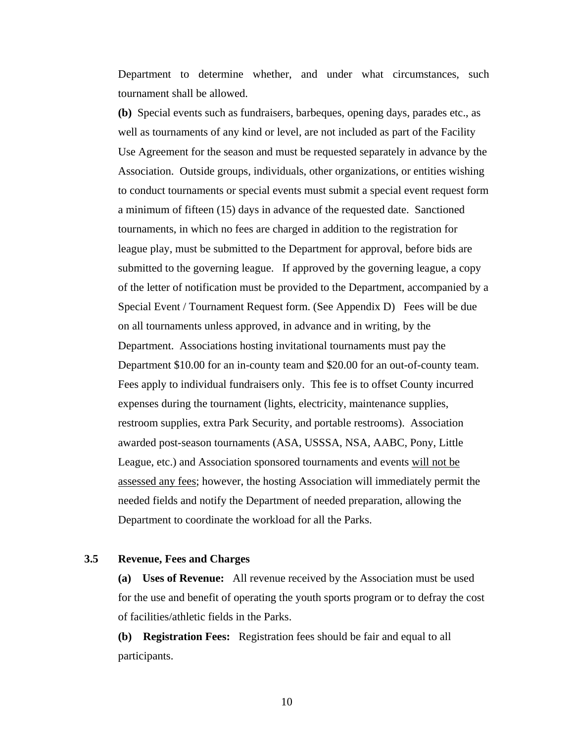Department to determine whether, and under what circumstances, such tournament shall be allowed.

**(b)** Special events such as fundraisers, barbeques, opening days, parades etc., as well as tournaments of any kind or level, are not included as part of the Facility Use Agreement for the season and must be requested separately in advance by the Association. Outside groups, individuals, other organizations, or entities wishing to conduct tournaments or special events must submit a special event request form a minimum of fifteen (15) days in advance of the requested date. Sanctioned tournaments, in which no fees are charged in addition to the registration for league play, must be submitted to the Department for approval, before bids are submitted to the governing league. If approved by the governing league, a copy of the letter of notification must be provided to the Department, accompanied by a Special Event / Tournament Request form. (See Appendix D) Fees will be due on all tournaments unless approved, in advance and in writing, by the Department. Associations hosting invitational tournaments must pay the Department $10.00 for an in-county team and $20.00 for an out-of-county team. Fees apply to individual fundraisers only. This fee is to offset County incurred expenses during the tournament (lights, electricity, maintenance supplies, restroom supplies, extra Park Security, and portable restrooms). Association awarded post-season tournaments (ASA, USSSA, NSA, AABC, Pony, Little League, etc.) and Association sponsored tournaments and events <u>will not be assessed any fees</u>; however, the hosting Association will immediately permit the needed fields and notify the Department of needed preparation, allowing the Department to coordinate the workload for all the Parks.

### 3.5 Revenue, Fees and Charges

**(a) Uses of Revenue:** All revenue received by the Association must be used for the use and benefit of operating the youth sports program or to defray the cost of facilities/athletic fields in the Parks.

**(b) Registration Fees:** Registration fees should be fair and equal to all participants.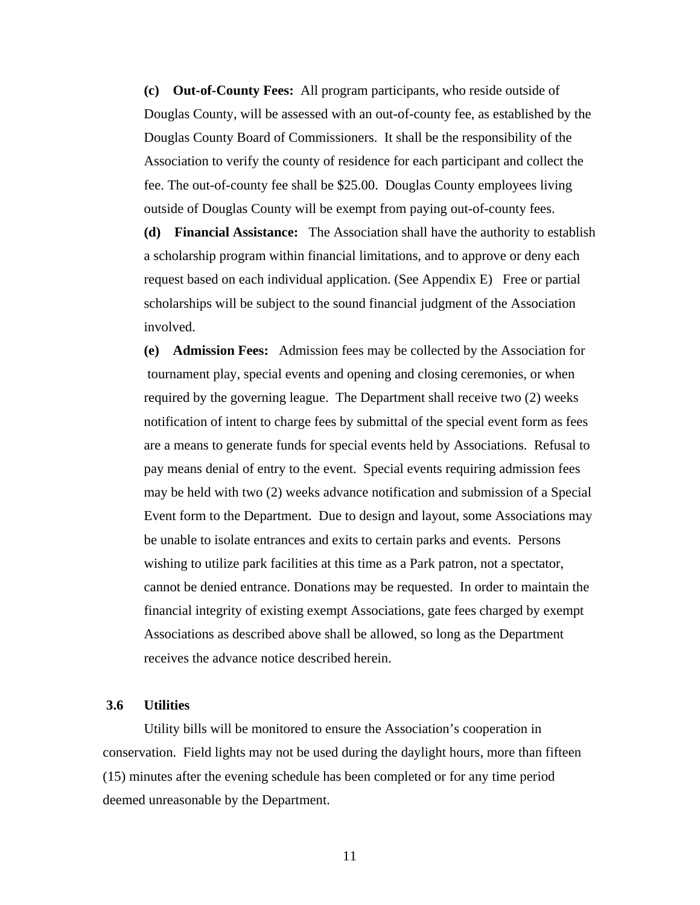**(c) Out-of-County Fees:** All program participants, who reside outside of Douglas County, will be assessed with an out-of-county fee, as established by the Douglas County Board of Commissioners. It shall be the responsibility of the Association to verify the county of residence for each participant and collect the fee. The out-of-county fee shall be $25.00. Douglas County employees living outside of Douglas County will be exempt from paying out-of-county fees.

**(d) Financial Assistance:** The Association shall have the authority to establish a scholarship program within financial limitations, and to approve or deny each request based on each individual application. (See Appendix E) Free or partial scholarships will be subject to the sound financial judgment of the Association involved.

**(e) Admission Fees:** Admission fees may be collected by the Association for tournament play, special events and opening and closing ceremonies, or when required by the governing league. The Department shall receive two (2) weeks notification of intent to charge fees by submittal of the special event form as fees are a means to generate funds for special events held by Associations. Refusal to pay means denial of entry to the event. Special events requiring admission fees may be held with two (2) weeks advance notification and submission of a Special Event form to the Department. Due to design and layout, some Associations may be unable to isolate entrances and exits to certain parks and events. Persons wishing to utilize park facilities at this time as a Park patron, not a spectator, cannot be denied entrance. Donations may be requested. In order to maintain the financial integrity of existing exempt Associations, gate fees charged by exempt Associations as described above shall be allowed, so long as the Department receives the advance notice described herein.

### 3.6 Utilities

Utility bills will be monitored to ensure the Association's cooperation in conservation. Field lights may not be used during the daylight hours, more than fifteen (15) minutes after the evening schedule has been completed or for any time period deemed unreasonable by the Department.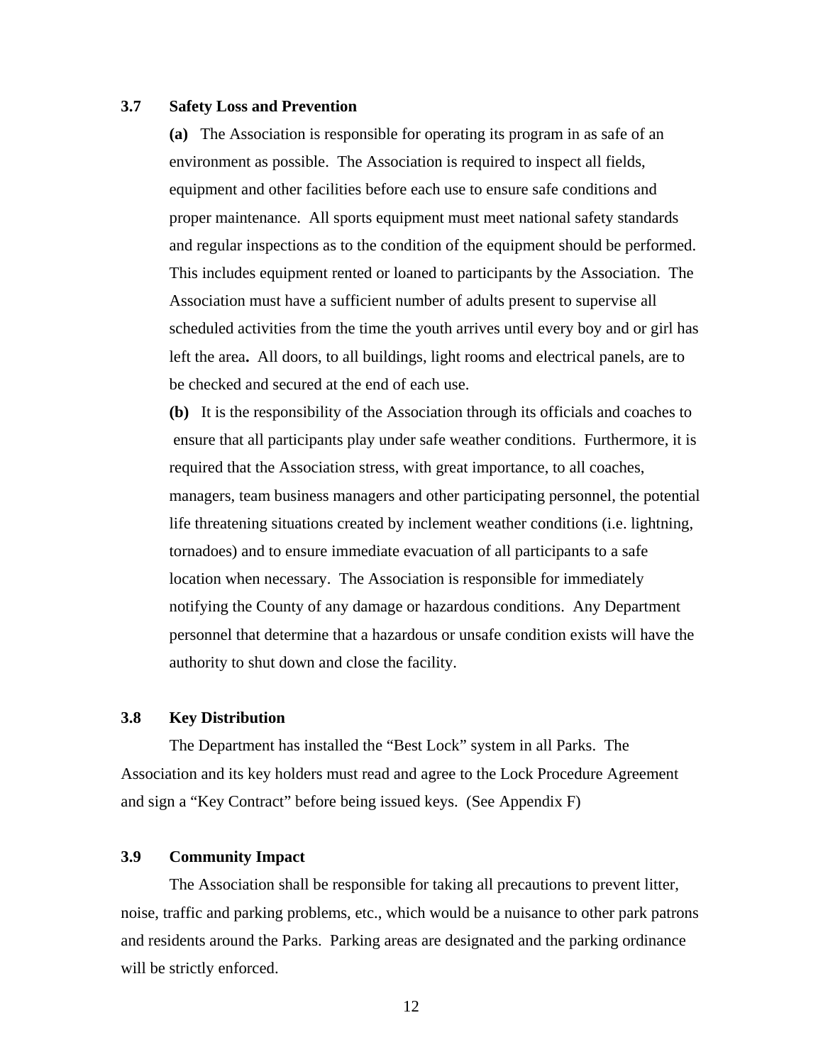### 3.7 Safety Loss and Prevention

**(a)** The Association is responsible for operating its program in as safe of an environment as possible. The Association is required to inspect all fields, equipment and other facilities before each use to ensure safe conditions and proper maintenance. All sports equipment must meet national safety standards and regular inspections as to the condition of the equipment should be performed. This includes equipment rented or loaned to participants by the Association. The Association must have a sufficient number of adults present to supervise all scheduled activities from the time the youth arrives until every boy and or girl has left the area**.** All doors, to all buildings, light rooms and electrical panels, are to be checked and secured at the end of each use.

**(b)** It is the responsibility of the Association through its officials and coaches to ensure that all participants play under safe weather conditions. Furthermore, it is required that the Association stress, with great importance, to all coaches, managers, team business managers and other participating personnel, the potential life threatening situations created by inclement weather conditions (i.e. lightning, tornadoes) and to ensure immediate evacuation of all participants to a safe location when necessary. The Association is responsible for immediately notifying the County of any damage or hazardous conditions. Any Department personnel that determine that a hazardous or unsafe condition exists will have the authority to shut down and close the facility.

### 3.8 Key Distribution

The Department has installed the "Best Lock" system in all Parks. The Association and its key holders must read and agree to the Lock Procedure Agreement and sign a "Key Contract" before being issued keys. (See Appendix F)

### 3.9 Community Impact

The Association shall be responsible for taking all precautions to prevent litter, noise, traffic and parking problems, etc., which would be a nuisance to other park patrons and residents around the Parks. Parking areas are designated and the parking ordinance will be strictly enforced.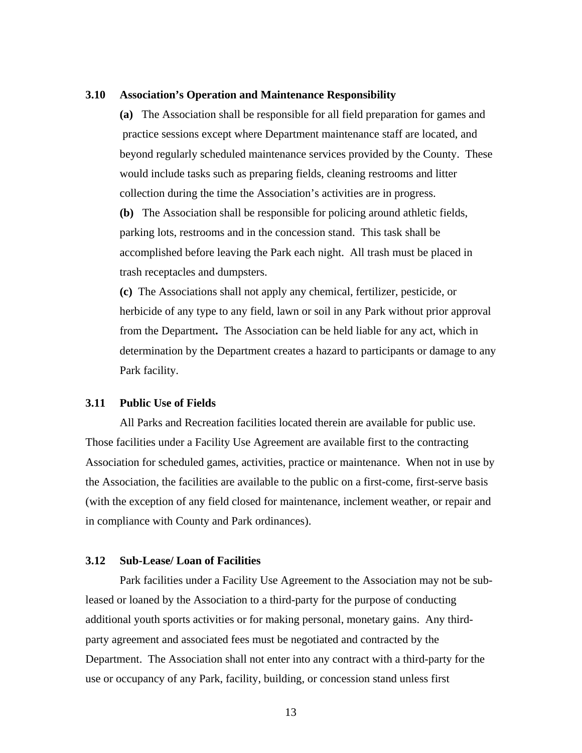### 3.10 Association's Operation and Maintenance Responsibility

**(a)** The Association shall be responsible for all field preparation for games and practice sessions except where Department maintenance staff are located, and beyond regularly scheduled maintenance services provided by the County. These would include tasks such as preparing fields, cleaning restrooms and litter collection during the time the Association's activities are in progress.

**(b)** The Association shall be responsible for policing around athletic fields, parking lots, restrooms and in the concession stand. This task shall be accomplished before leaving the Park each night. All trash must be placed in trash receptacles and dumpsters.

**(c)** The Associations shall not apply any chemical, fertilizer, pesticide, or herbicide of any type to any field, lawn or soil in any Park without prior approval from the Department**.** The Association can be held liable for any act, which in determination by the Department creates a hazard to participants or damage to any Park facility.

### 3.11 Public Use of Fields

All Parks and Recreation facilities located therein are available for public use. Those facilities under a Facility Use Agreement are available first to the contracting Association for scheduled games, activities, practice or maintenance. When not in use by the Association, the facilities are available to the public on a first-come, first-serve basis (with the exception of any field closed for maintenance, inclement weather, or repair and in compliance with County and Park ordinances).

### 3.12 Sub-Lease/ Loan of Facilities

Park facilities under a Facility Use Agreement to the Association may not be sub-leased or loaned by the Association to a third-party for the purpose of conducting additional youth sports activities or for making personal, monetary gains. Any third-party agreement and associated fees must be negotiated and contracted by the Department. The Association shall not enter into any contract with a third-party for the use or occupancy of any Park, facility, building, or concession stand unless first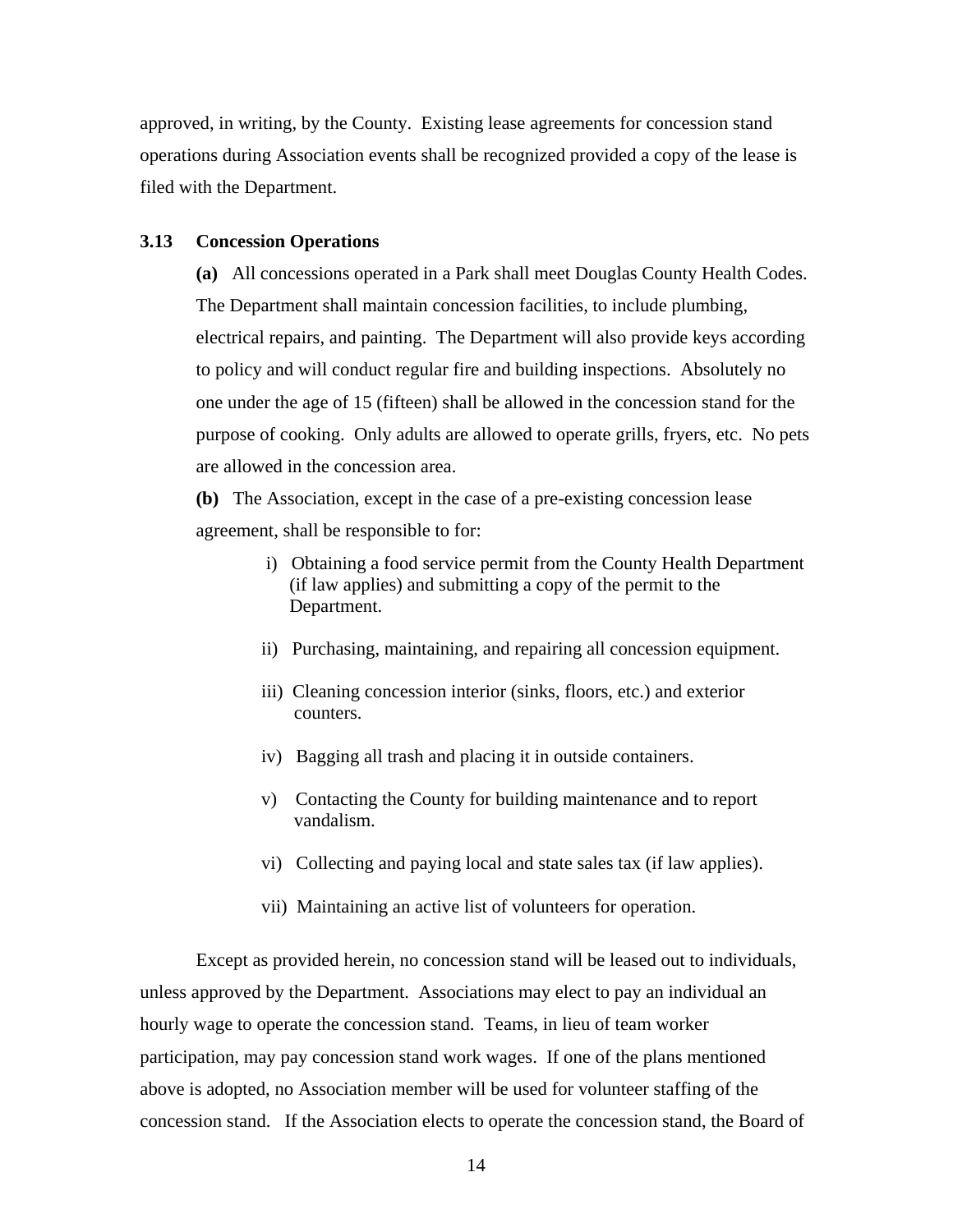approved, in writing, by the County. Existing lease agreements for concession stand operations during Association events shall be recognized provided a copy of the lease is filed with the Department.

### 3.13 Concession Operations

**(a)** All concessions operated in a Park shall meet Douglas County Health Codes. The Department shall maintain concession facilities, to include plumbing, electrical repairs, and painting. The Department will also provide keys according to policy and will conduct regular fire and building inspections. Absolutely no one under the age of 15 (fifteen) shall be allowed in the concession stand for the purpose of cooking. Only adults are allowed to operate grills, fryers, etc. No pets are allowed in the concession area.

**(b)** The Association, except in the case of a pre-existing concession lease agreement, shall be responsible to for:

i) Obtaining a food service permit from the County Health Department (if law applies) and submitting a copy of the permit to the Department.

ii) Purchasing, maintaining, and repairing all concession equipment.

iii) Cleaning concession interior (sinks, floors, etc.) and exterior counters.

iv) Bagging all trash and placing it in outside containers.

v) Contacting the County for building maintenance and to report vandalism.

vi) Collecting and paying local and state sales tax (if law applies).

vii) Maintaining an active list of volunteers for operation.

Except as provided herein, no concession stand will be leased out to individuals, unless approved by the Department. Associations may elect to pay an individual an hourly wage to operate the concession stand. Teams, in lieu of team worker participation, may pay concession stand work wages. If one of the plans mentioned above is adopted, no Association member will be used for volunteer staffing of the concession stand. If the Association elects to operate the concession stand, the Board of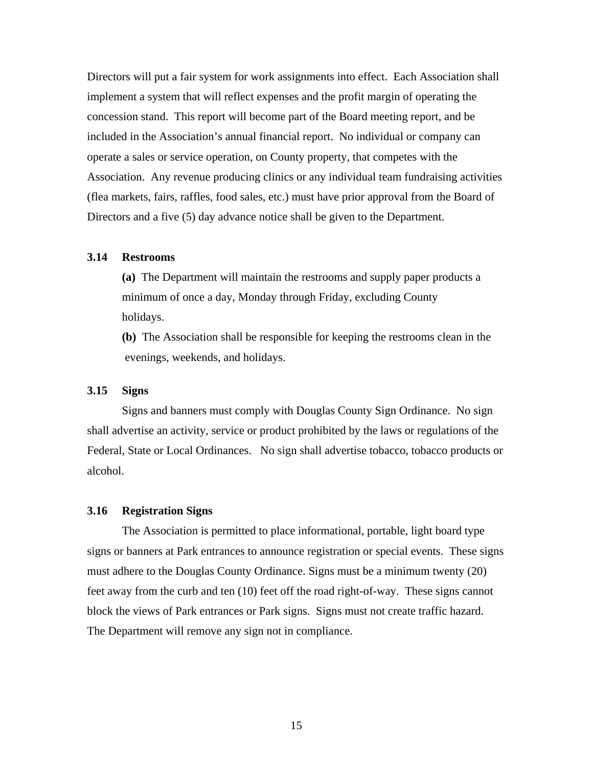Directors will put a fair system for work assignments into effect. Each Association shall implement a system that will reflect expenses and the profit margin of operating the concession stand. This report will become part of the Board meeting report, and be included in the Association's annual financial report. No individual or company can operate a sales or service operation, on County property, that competes with the Association. Any revenue producing clinics or any individual team fundraising activities (flea markets, fairs, raffles, food sales, etc.) must have prior approval from the Board of Directors and a five (5) day advance notice shall be given to the Department.

### 3.14 Restrooms

**(a)** The Department will maintain the restrooms and supply paper products a minimum of once a day, Monday through Friday, excluding County holidays.

**(b)** The Association shall be responsible for keeping the restrooms clean in the evenings, weekends, and holidays.

### 3.15 Signs

Signs and banners must comply with Douglas County Sign Ordinance. No sign shall advertise an activity, service or product prohibited by the laws or regulations of the Federal, State or Local Ordinances. No sign shall advertise tobacco, tobacco products or alcohol.

### 3.16 Registration Signs

The Association is permitted to place informational, portable, light board type signs or banners at Park entrances to announce registration or special events. These signs must adhere to the Douglas County Ordinance. Signs must be a minimum twenty (20) feet away from the curb and ten (10) feet off the road right-of-way. These signs cannot block the views of Park entrances or Park signs. Signs must not create traffic hazard. The Department will remove any sign not in compliance.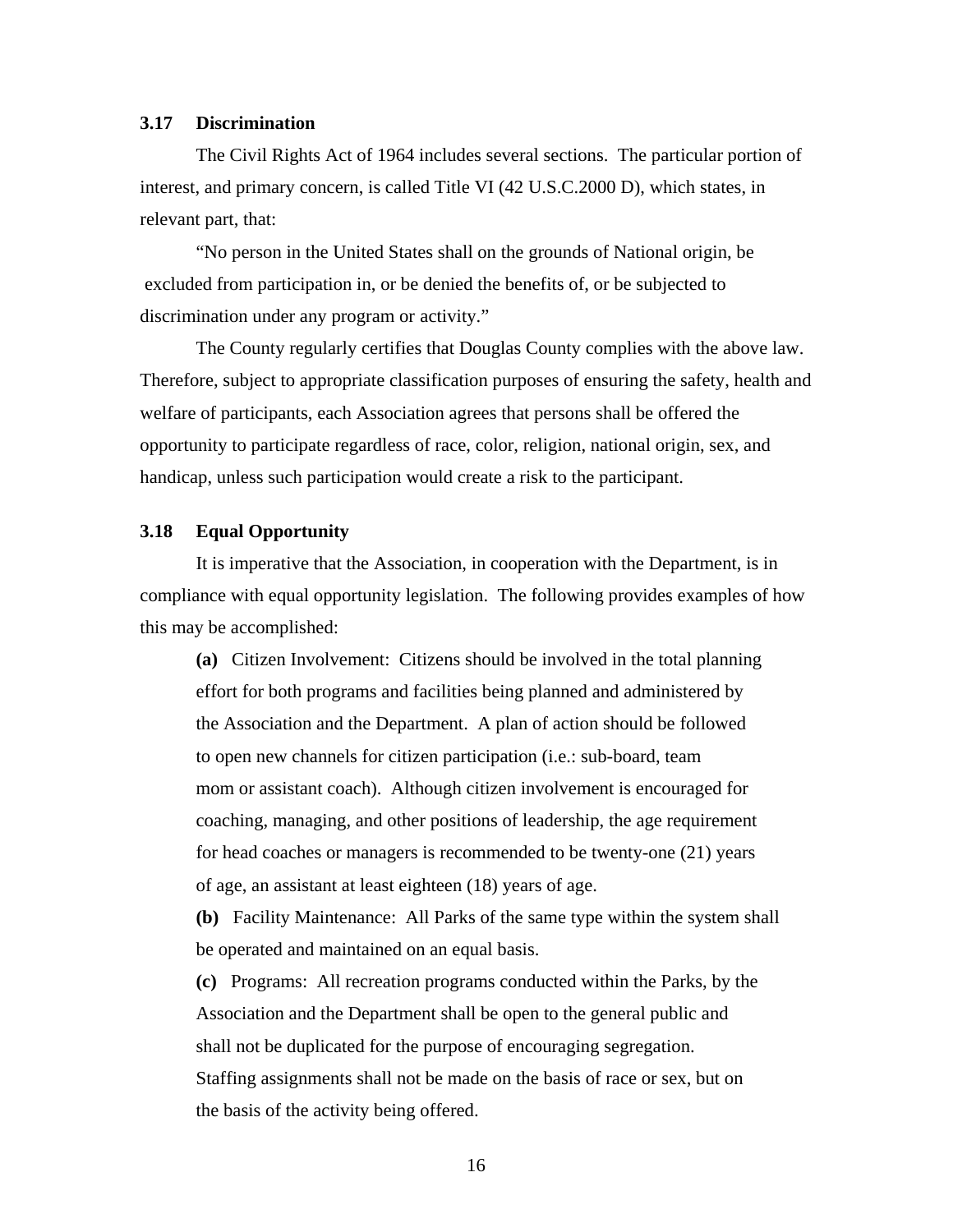### 3.17 Discrimination

The Civil Rights Act of 1964 includes several sections. The particular portion of interest, and primary concern, is called Title VI (42 U.S.C.2000 D), which states, in relevant part, that:

"No person in the United States shall on the grounds of National origin, be excluded from participation in, or be denied the benefits of, or be subjected to discrimination under any program or activity."

The County regularly certifies that Douglas County complies with the above law. Therefore, subject to appropriate classification purposes of ensuring the safety, health and welfare of participants, each Association agrees that persons shall be offered the opportunity to participate regardless of race, color, religion, national origin, sex, and handicap, unless such participation would create a risk to the participant.

### 3.18 Equal Opportunity

It is imperative that the Association, in cooperation with the Department, is in compliance with equal opportunity legislation. The following provides examples of how this may be accomplished:

**(a)** Citizen Involvement: Citizens should be involved in the total planning effort for both programs and facilities being planned and administered by the Association and the Department. A plan of action should be followed to open new channels for citizen participation (i.e.: sub-board, team mom or assistant coach). Although citizen involvement is encouraged for coaching, managing, and other positions of leadership, the age requirement for head coaches or managers is recommended to be twenty-one (21) years of age, an assistant at least eighteen (18) years of age.

**(b)** Facility Maintenance: All Parks of the same type within the system shall be operated and maintained on an equal basis.

**(c)** Programs: All recreation programs conducted within the Parks, by the Association and the Department shall be open to the general public and shall not be duplicated for the purpose of encouraging segregation. Staffing assignments shall not be made on the basis of race or sex, but on the basis of the activity being offered.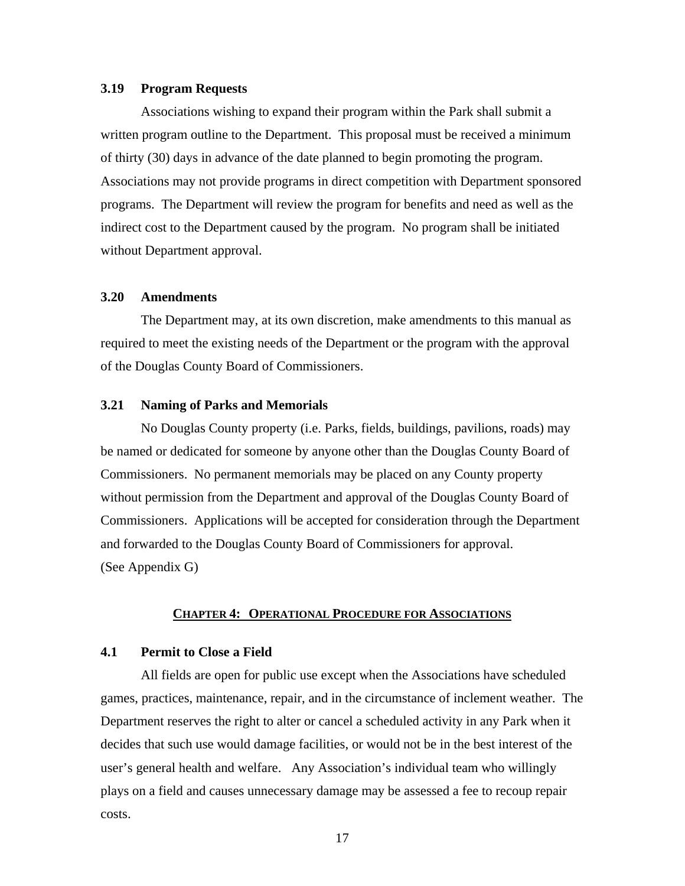### 3.19 Program Requests

Associations wishing to expand their program within the Park shall submit a written program outline to the Department. This proposal must be received a minimum of thirty (30) days in advance of the date planned to begin promoting the program. Associations may not provide programs in direct competition with Department sponsored programs. The Department will review the program for benefits and need as well as the indirect cost to the Department caused by the program. No program shall be initiated without Department approval.

### 3.20 Amendments

The Department may, at its own discretion, make amendments to this manual as required to meet the existing needs of the Department or the program with the approval of the Douglas County Board of Commissioners.

### 3.21 Naming of Parks and Memorials

No Douglas County property (i.e. Parks, fields, buildings, pavilions, roads) may be named or dedicated for someone by anyone other than the Douglas County Board of Commissioners. No permanent memorials may be placed on any County property without permission from the Department and approval of the Douglas County Board of Commissioners. Applications will be accepted for consideration through the Department and forwarded to the Douglas County Board of Commissioners for approval.
(See Appendix G)

## CHAPTER 4: OPERATIONAL PROCEDURE FOR ASSOCIATIONS

### 4.1 Permit to Close a Field

All fields are open for public use except when the Associations have scheduled games, practices, maintenance, repair, and in the circumstance of inclement weather. The Department reserves the right to alter or cancel a scheduled activity in any Park when it decides that such use would damage facilities, or would not be in the best interest of the user's general health and welfare. Any Association's individual team who willingly plays on a field and causes unnecessary damage may be assessed a fee to recoup repair costs.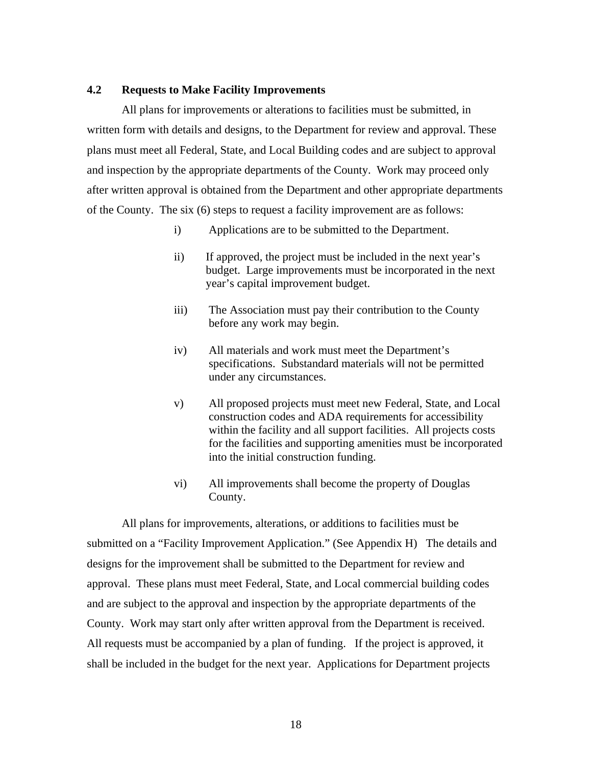### 4.2 Requests to Make Facility Improvements

All plans for improvements or alterations to facilities must be submitted, in written form with details and designs, to the Department for review and approval. These plans must meet all Federal, State, and Local Building codes and are subject to approval and inspection by the appropriate departments of the County. Work may proceed only after written approval is obtained from the Department and other appropriate departments of the County. The six (6) steps to request a facility improvement are as follows:

i) Applications are to be submitted to the Department.

ii) If approved, the project must be included in the next year's budget. Large improvements must be incorporated in the next year's capital improvement budget.

iii) The Association must pay their contribution to the County before any work may begin.

iv) All materials and work must meet the Department's specifications. Substandard materials will not be permitted under any circumstances.

v) All proposed projects must meet new Federal, State, and Local construction codes and ADA requirements for accessibility within the facility and all support facilities. All projects costs for the facilities and supporting amenities must be incorporated into the initial construction funding.

vi) All improvements shall become the property of Douglas County.

All plans for improvements, alterations, or additions to facilities must be submitted on a "Facility Improvement Application." (See Appendix H) The details and designs for the improvement shall be submitted to the Department for review and approval. These plans must meet Federal, State, and Local commercial building codes and are subject to the approval and inspection by the appropriate departments of the County. Work may start only after written approval from the Department is received. All requests must be accompanied by a plan of funding. If the project is approved, it shall be included in the budget for the next year. Applications for Department projects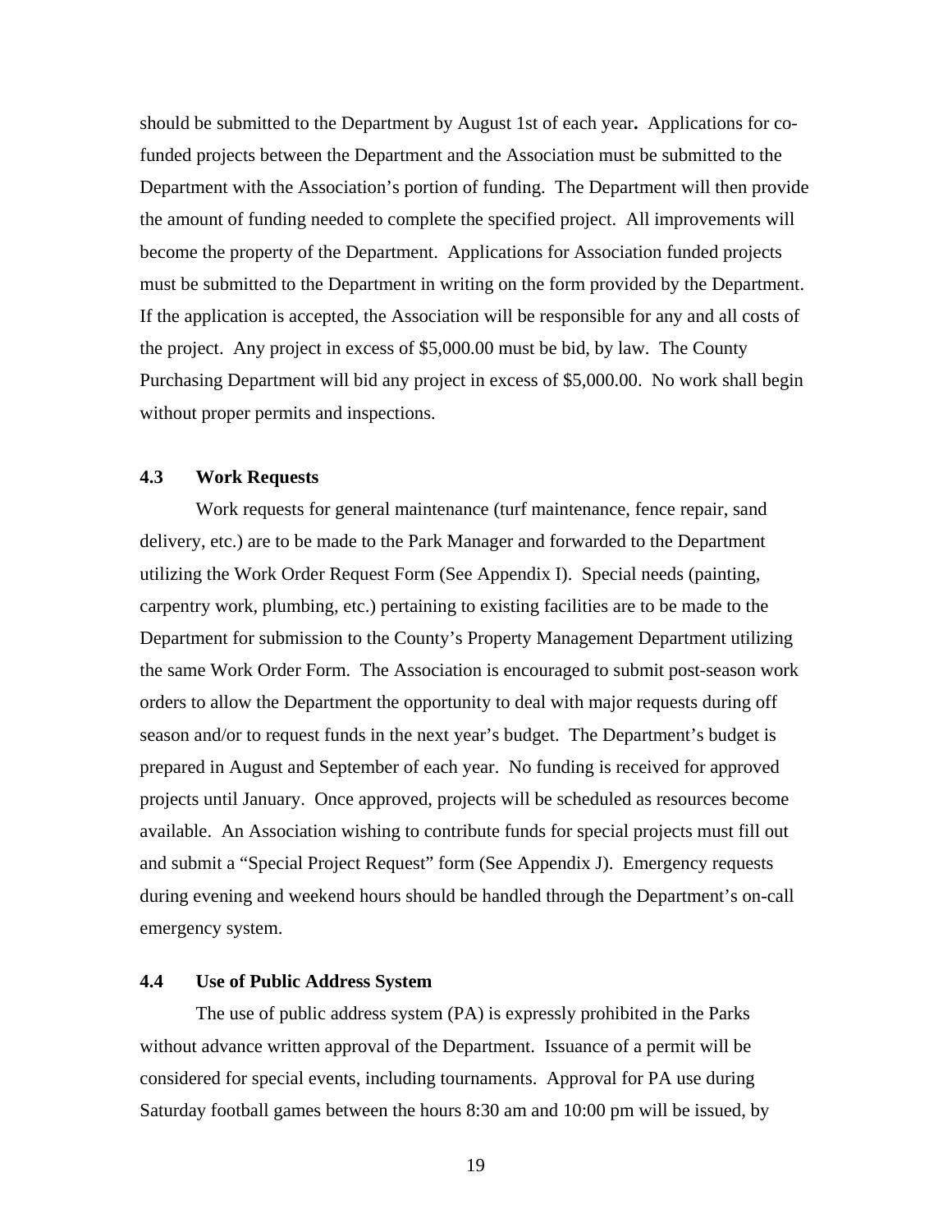should be submitted to the Department by August 1st of each year**.** Applications for co-funded projects between the Department and the Association must be submitted to the Department with the Association's portion of funding. The Department will then provide the amount of funding needed to complete the specified project. All improvements will become the property of the Department. Applications for Association funded projects must be submitted to the Department in writing on the form provided by the Department. If the application is accepted, the Association will be responsible for any and all costs of the project. Any project in excess of $5,000.00 must be bid, by law. The County Purchasing Department will bid any project in excess of $5,000.00. No work shall begin without proper permits and inspections.

### 4.3 Work Requests

Work requests for general maintenance (turf maintenance, fence repair, sand delivery, etc.) are to be made to the Park Manager and forwarded to the Department utilizing the Work Order Request Form (See Appendix I). Special needs (painting, carpentry work, plumbing, etc.) pertaining to existing facilities are to be made to the Department for submission to the County's Property Management Department utilizing the same Work Order Form. The Association is encouraged to submit post-season work orders to allow the Department the opportunity to deal with major requests during off season and/or to request funds in the next year's budget. The Department's budget is prepared in August and September of each year. No funding is received for approved projects until January. Once approved, projects will be scheduled as resources become available. An Association wishing to contribute funds for special projects must fill out and submit a "Special Project Request" form (See Appendix J). Emergency requests during evening and weekend hours should be handled through the Department's on-call emergency system.

### 4.4 Use of Public Address System

The use of public address system (PA) is expressly prohibited in the Parks without advance written approval of the Department. Issuance of a permit will be considered for special events, including tournaments. Approval for PA use during Saturday football games between the hours 8:30 am and 10:00 pm will be issued, by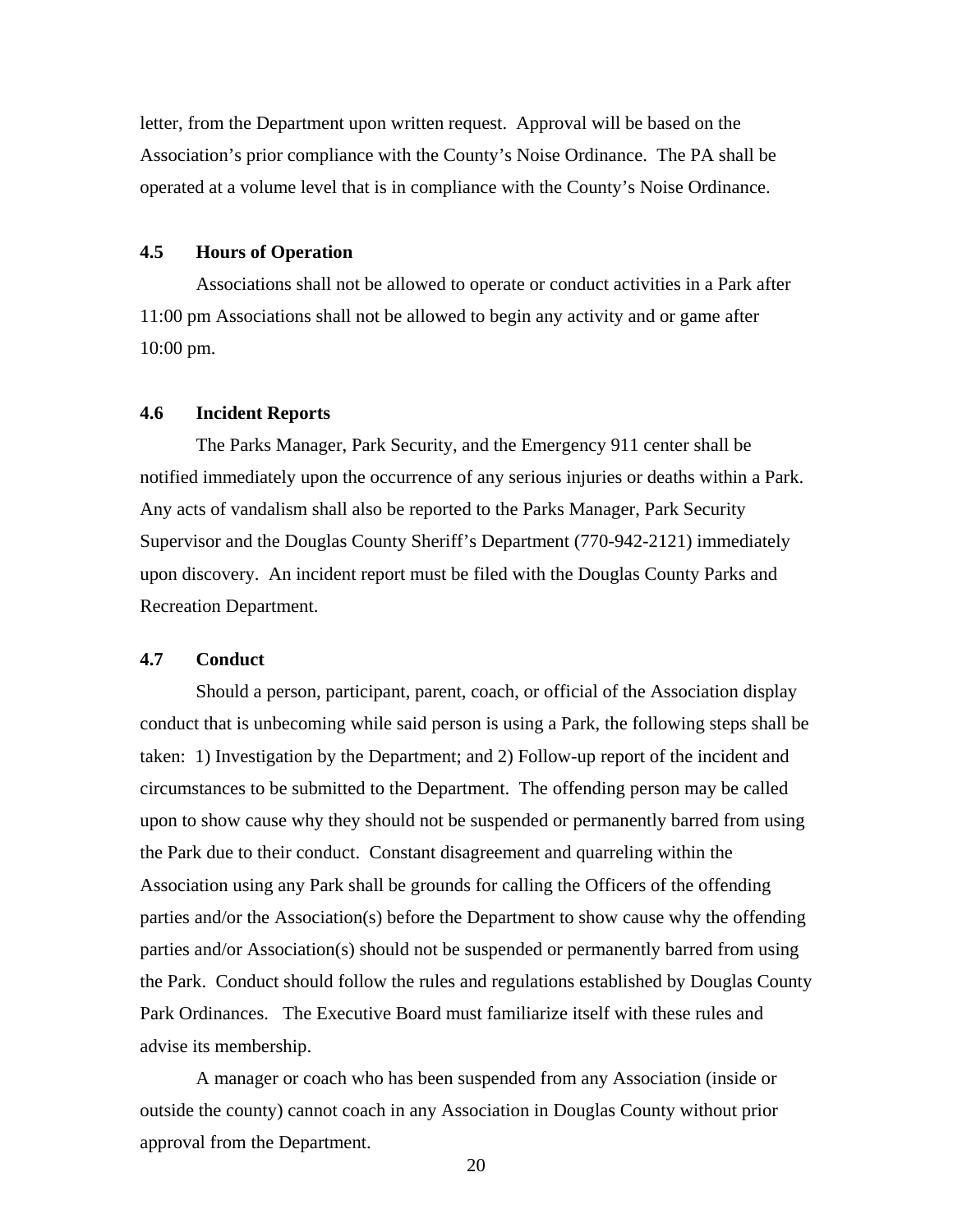letter, from the Department upon written request. Approval will be based on the Association's prior compliance with the County's Noise Ordinance. The PA shall be operated at a volume level that is in compliance with the County's Noise Ordinance.

### 4.5 Hours of Operation

Associations shall not be allowed to operate or conduct activities in a Park after 11:00 pm Associations shall not be allowed to begin any activity and or game after 10:00 pm.

### 4.6 Incident Reports

The Parks Manager, Park Security, and the Emergency 911 center shall be notified immediately upon the occurrence of any serious injuries or deaths within a Park. Any acts of vandalism shall also be reported to the Parks Manager, Park Security Supervisor and the Douglas County Sheriff's Department (770-942-2121) immediately upon discovery. An incident report must be filed with the Douglas County Parks and Recreation Department.

### 4.7 Conduct

Should a person, participant, parent, coach, or official of the Association display conduct that is unbecoming while said person is using a Park, the following steps shall be taken: 1) Investigation by the Department; and 2) Follow-up report of the incident and circumstances to be submitted to the Department. The offending person may be called upon to show cause why they should not be suspended or permanently barred from using the Park due to their conduct. Constant disagreement and quarreling within the Association using any Park shall be grounds for calling the Officers of the offending parties and/or the Association(s) before the Department to show cause why the offending parties and/or Association(s) should not be suspended or permanently barred from using the Park. Conduct should follow the rules and regulations established by Douglas County Park Ordinances. The Executive Board must familiarize itself with these rules and advise its membership.

A manager or coach who has been suspended from any Association (inside or outside the county) cannot coach in any Association in Douglas County without prior approval from the Department.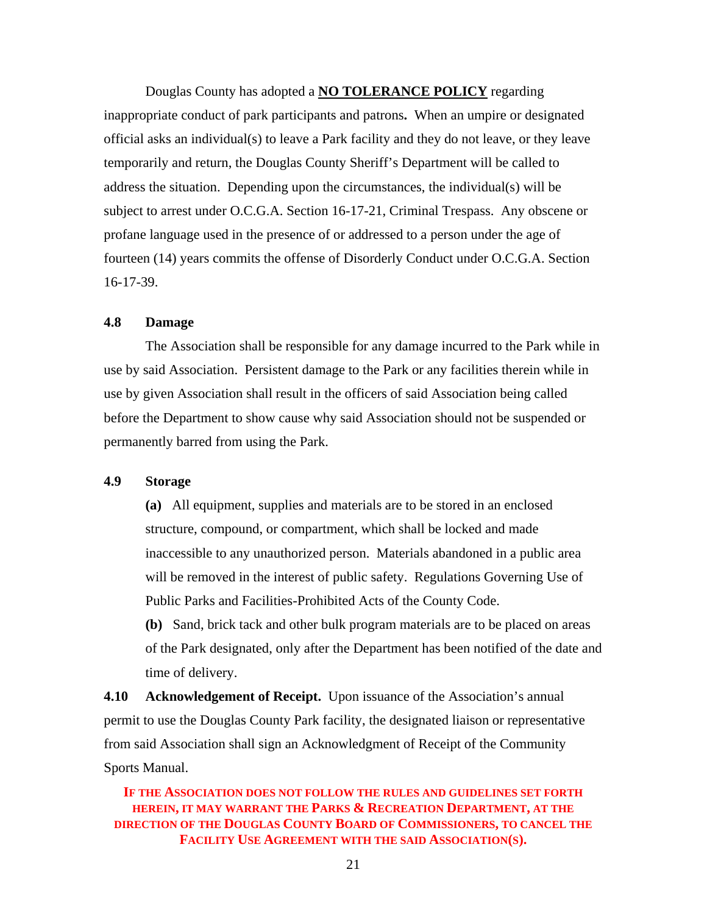Douglas County has adopted a **NO TOLERANCE POLICY** regarding inappropriate conduct of park participants and patrons**.** When an umpire or designated official asks an individual(s) to leave a Park facility and they do not leave, or they leave temporarily and return, the Douglas County Sheriff's Department will be called to address the situation. Depending upon the circumstances, the individual(s) will be subject to arrest under O.C.G.A. Section 16-17-21, Criminal Trespass. Any obscene or profane language used in the presence of or addressed to a person under the age of fourteen (14) years commits the offense of Disorderly Conduct under O.C.G.A. Section 16-17-39.

### 4.8 Damage

The Association shall be responsible for any damage incurred to the Park while in use by said Association. Persistent damage to the Park or any facilities therein while in use by given Association shall result in the officers of said Association being called before the Department to show cause why said Association should not be suspended or permanently barred from using the Park.

### 4.9 Storage

**(a)** All equipment, supplies and materials are to be stored in an enclosed structure, compound, or compartment, which shall be locked and made inaccessible to any unauthorized person. Materials abandoned in a public area will be removed in the interest of public safety. Regulations Governing Use of Public Parks and Facilities-Prohibited Acts of the County Code.

**(b)** Sand, brick tack and other bulk program materials are to be placed on areas of the Park designated, only after the Department has been notified of the date and time of delivery.

**4.10 Acknowledgement of Receipt.** Upon issuance of the Association's annual permit to use the Douglas County Park facility, the designated liaison or representative from said Association shall sign an Acknowledgment of Receipt of the Community Sports Manual.

**IF THE ASSOCIATION DOES NOT FOLLOW THE RULES AND GUIDELINES SET FORTH HEREIN, IT MAY WARRANT THE PARKS & RECREATION DEPARTMENT, AT THE DIRECTION OF THE DOUGLAS COUNTY BOARD OF COMMISSIONERS, TO CANCEL THE FACILITY USE AGREEMENT WITH THE SAID ASSOCIATION(S).**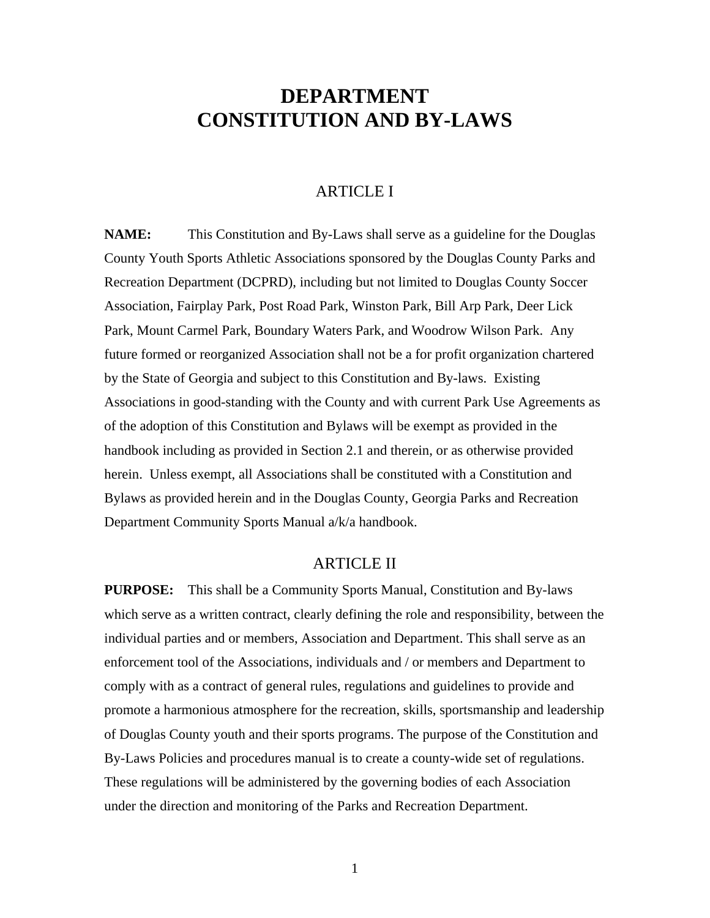# DEPARTMENT
# CONSTITUTION AND BY-LAWS

## ARTICLE I

**NAME:** This Constitution and By-Laws shall serve as a guideline for the Douglas County Youth Sports Athletic Associations sponsored by the Douglas County Parks and Recreation Department (DCPRD), including but not limited to Douglas County Soccer Association, Fairplay Park, Post Road Park, Winston Park, Bill Arp Park, Deer Lick Park, Mount Carmel Park, Boundary Waters Park, and Woodrow Wilson Park. Any future formed or reorganized Association shall not be a for profit organization chartered by the State of Georgia and subject to this Constitution and By-laws. Existing Associations in good-standing with the County and with current Park Use Agreements as of the adoption of this Constitution and Bylaws will be exempt as provided in the handbook including as provided in Section 2.1 and therein, or as otherwise provided herein. Unless exempt, all Associations shall be constituted with a Constitution and Bylaws as provided herein and in the Douglas County, Georgia Parks and Recreation Department Community Sports Manual a/k/a handbook.

## ARTICLE II

**PURPOSE:** This shall be a Community Sports Manual, Constitution and By-laws which serve as a written contract, clearly defining the role and responsibility, between the individual parties and or members, Association and Department. This shall serve as an enforcement tool of the Associations, individuals and / or members and Department to comply with as a contract of general rules, regulations and guidelines to provide and promote a harmonious atmosphere for the recreation, skills, sportsmanship and leadership of Douglas County youth and their sports programs. The purpose of the Constitution and By-Laws Policies and procedures manual is to create a county-wide set of regulations. These regulations will be administered by the governing bodies of each Association under the direction and monitoring of the Parks and Recreation Department.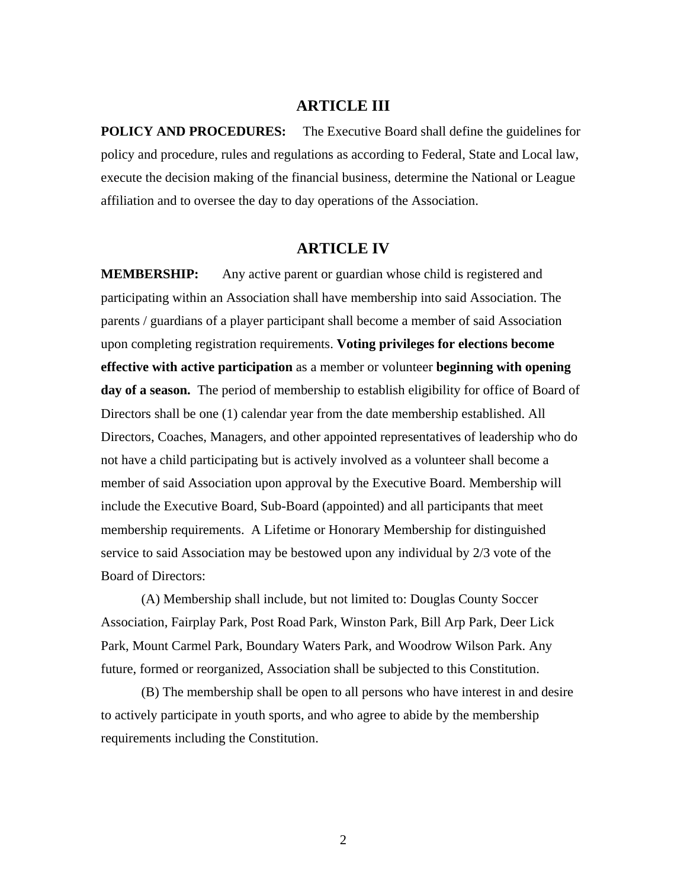## ARTICLE III

**POLICY AND PROCEDURES:** The Executive Board shall define the guidelines for policy and procedure, rules and regulations as according to Federal, State and Local law, execute the decision making of the financial business, determine the National or League affiliation and to oversee the day to day operations of the Association.

## ARTICLE IV

**MEMBERSHIP:** Any active parent or guardian whose child is registered and participating within an Association shall have membership into said Association. The parents / guardians of a player participant shall become a member of said Association upon completing registration requirements. **Voting privileges for elections become effective with active participation** as a member or volunteer **beginning with opening day of a season.** The period of membership to establish eligibility for office of Board of Directors shall be one (1) calendar year from the date membership established. All Directors, Coaches, Managers, and other appointed representatives of leadership who do not have a child participating but is actively involved as a volunteer shall become a member of said Association upon approval by the Executive Board. Membership will include the Executive Board, Sub-Board (appointed) and all participants that meet membership requirements. A Lifetime or Honorary Membership for distinguished service to said Association may be bestowed upon any individual by 2/3 vote of the Board of Directors:

(A) Membership shall include, but not limited to: Douglas County Soccer Association, Fairplay Park, Post Road Park, Winston Park, Bill Arp Park, Deer Lick Park, Mount Carmel Park, Boundary Waters Park, and Woodrow Wilson Park. Any future, formed or reorganized, Association shall be subjected to this Constitution.

(B) The membership shall be open to all persons who have interest in and desire to actively participate in youth sports, and who agree to abide by the membership requirements including the Constitution.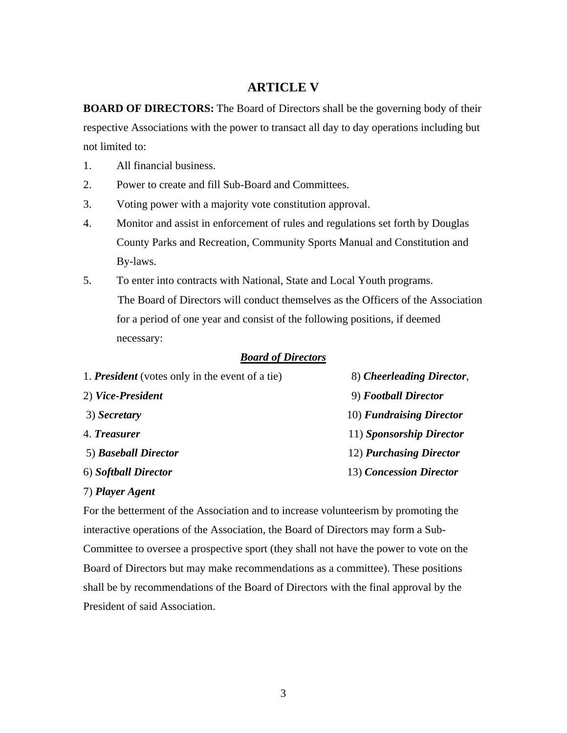# ARTICLE V

**BOARD OF DIRECTORS:** The Board of Directors shall be the governing body of their respective Associations with the power to transact all day to day operations including but not limited to:

1. All financial business.
2. Power to create and fill Sub-Board and Committees.
3. Voting power with a majority vote constitution approval.
4. Monitor and assist in enforcement of rules and regulations set forth by Douglas County Parks and Recreation, Community Sports Manual and Constitution and By-laws.
5. To enter into contracts with National, State and Local Youth programs.

   The Board of Directors will conduct themselves as the Officers of the Association for a period of one year and consist of the following positions, if deemed necessary:

***Board of Directors***

1. ***President*** (votes only in the event of a tie)
2) ***Vice-President***
3) ***Secretary***
4. ***Treasurer***
5) ***Baseball Director***
6) ***Softball Director***
7) ***Player Agent***
8) ***Cheerleading Director***,
9) ***Football Director***
10) ***Fundraising Director***
11) ***Sponsorship Director***
12) ***Purchasing Director***
13) ***Concession Director***

For the betterment of the Association and to increase volunteerism by promoting the interactive operations of the Association, the Board of Directors may form a Sub-Committee to oversee a prospective sport (they shall not have the power to vote on the Board of Directors but may make recommendations as a committee). These positions shall be by recommendations of the Board of Directors with the final approval by the President of said Association.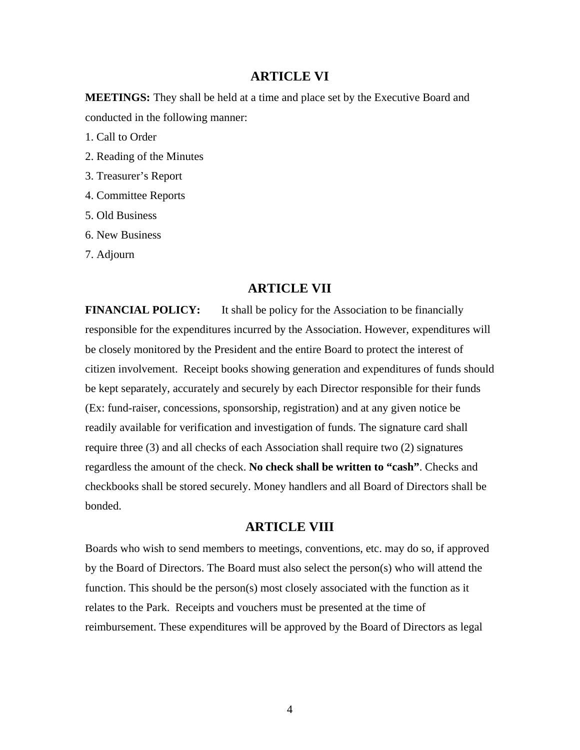## ARTICLE VI

**MEETINGS:** They shall be held at a time and place set by the Executive Board and conducted in the following manner:

1. Call to Order
2. Reading of the Minutes
3. Treasurer's Report
4. Committee Reports
5. Old Business
6. New Business
7. Adjourn

## ARTICLE VII

**FINANCIAL POLICY:** It shall be policy for the Association to be financially responsible for the expenditures incurred by the Association. However, expenditures will be closely monitored by the President and the entire Board to protect the interest of citizen involvement. Receipt books showing generation and expenditures of funds should be kept separately, accurately and securely by each Director responsible for their funds (Ex: fund-raiser, concessions, sponsorship, registration) and at any given notice be readily available for verification and investigation of funds. The signature card shall require three (3) and all checks of each Association shall require two (2) signatures regardless the amount of the check. **No check shall be written to "cash"**. Checks and checkbooks shall be stored securely. Money handlers and all Board of Directors shall be bonded.

## ARTICLE VIII

Boards who wish to send members to meetings, conventions, etc. may do so, if approved by the Board of Directors. The Board must also select the person(s) who will attend the function. This should be the person(s) most closely associated with the function as it relates to the Park. Receipts and vouchers must be presented at the time of reimbursement. These expenditures will be approved by the Board of Directors as legal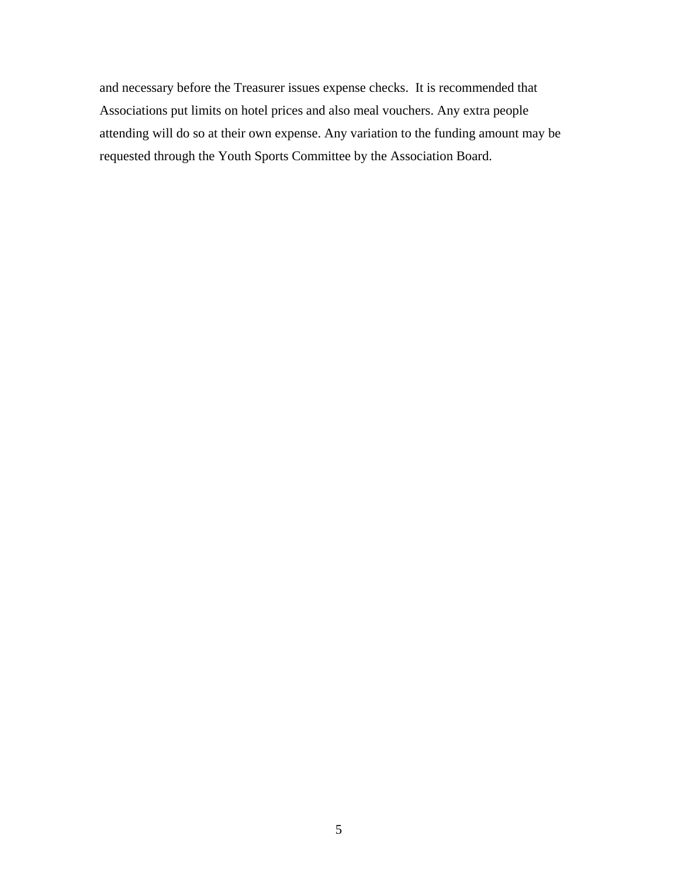and necessary before the Treasurer issues expense checks. It is recommended that Associations put limits on hotel prices and also meal vouchers. Any extra people attending will do so at their own expense. Any variation to the funding amount may be requested through the Youth Sports Committee by the Association Board.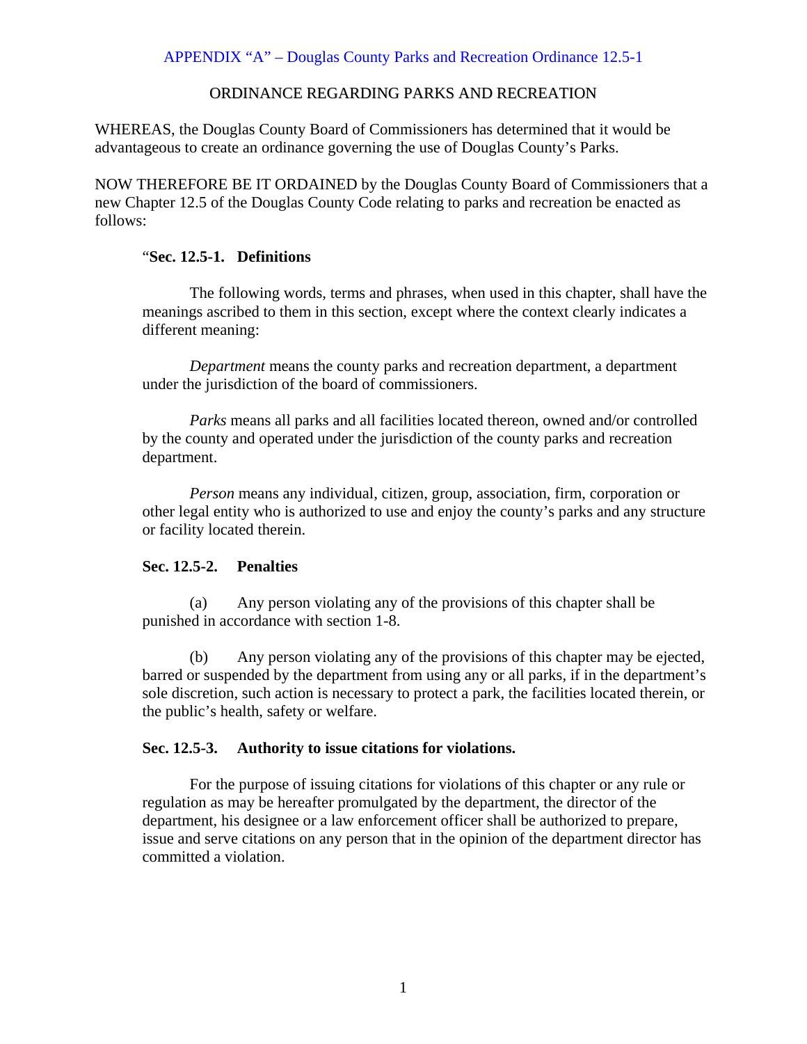APPENDIX "A" – Douglas County Parks and Recreation Ordinance 12.5-1

ORDINANCE REGARDING PARKS AND RECREATION

WHEREAS, the Douglas County Board of Commissioners has determined that it would be advantageous to create an ordinance governing the use of Douglas County's Parks.

NOW THEREFORE BE IT ORDAINED by the Douglas County Board of Commissioners that a new Chapter 12.5 of the Douglas County Code relating to parks and recreation be enacted as follows:

"**Sec. 12.5-1. Definitions**

The following words, terms and phrases, when used in this chapter, shall have the meanings ascribed to them in this section, except where the context clearly indicates a different meaning:

*Department* means the county parks and recreation department, a department under the jurisdiction of the board of commissioners.

*Parks* means all parks and all facilities located thereon, owned and/or controlled by the county and operated under the jurisdiction of the county parks and recreation department.

*Person* means any individual, citizen, group, association, firm, corporation or other legal entity who is authorized to use and enjoy the county's parks and any structure or facility located therein.

**Sec. 12.5-2. Penalties**

(a) Any person violating any of the provisions of this chapter shall be punished in accordance with section 1-8.

(b) Any person violating any of the provisions of this chapter may be ejected, barred or suspended by the department from using any or all parks, if in the department's sole discretion, such action is necessary to protect a park, the facilities located therein, or the public's health, safety or welfare.

**Sec. 12.5-3. Authority to issue citations for violations.**

For the purpose of issuing citations for violations of this chapter or any rule or regulation as may be hereafter promulgated by the department, the director of the department, his designee or a law enforcement officer shall be authorized to prepare, issue and serve citations on any person that in the opinion of the department director has committed a violation.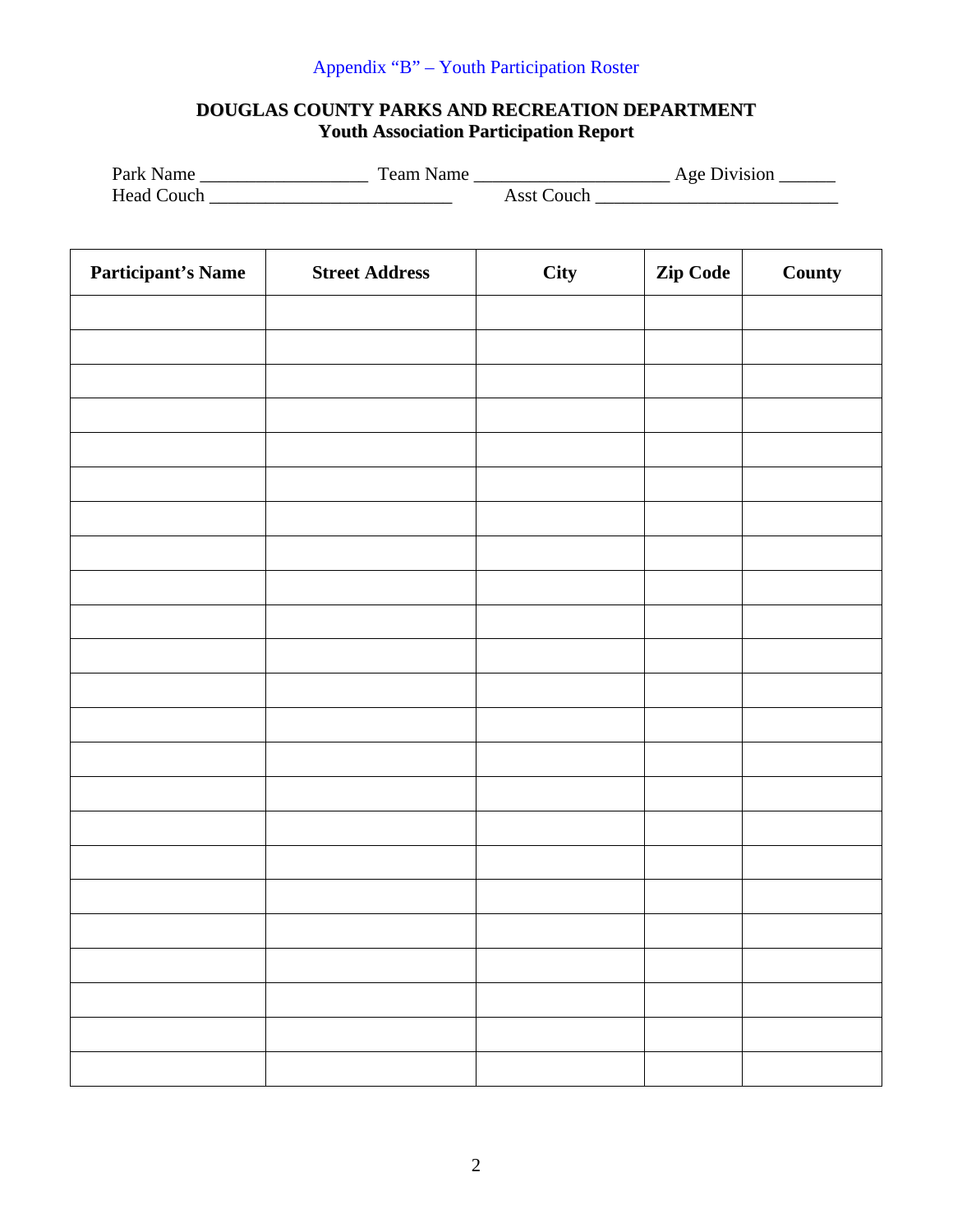Appendix “B” – Youth Participation Roster

## DOUGLAS COUNTY PARKS AND RECREATION DEPARTMENT
### Youth Association Participation Report

Park Name _________________ Team Name ____________________ Age Division ______
Head Couch _________________________ Asst Couch _________________________

| Participant’s Name | Street Address | City | Zip Code | County |
|---|---|---|---|---|
| | | | | |
| | | | | |
| | | | | |
| | | | | |
| | | | | |
| | | | | |
| | | | | |
| | | | | |
| | | | | |
| | | | | |
| | | | | |
| | | | | |
| | | | | |
| | | | | |
| | | | | |
| | | | | |
| | | | | |
| | | | | |
| | | | | |
| | | | | |
| | | | | |
| | | | | |
| | | | | |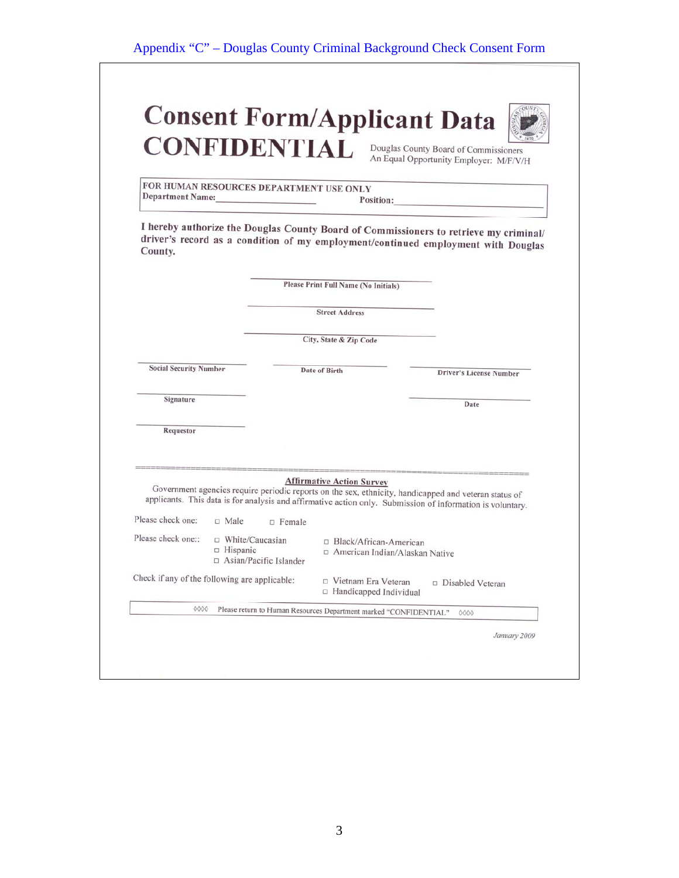Appendix “C” – Douglas County Criminal Background Check Consent Form

# Consent Form/Applicant Data

# CONFIDENTIAL

Douglas County Board of Commissioners
An Equal Opportunity Employer: M/F/V/H

**FOR HUMAN RESOURCES DEPARTMENT USE ONLY**
**Department Name:**\_\_\_\_\_\_\_\_\_\_\_\_\_\_\_\_\_\_\_\_ **Position:**\_\_\_\_\_\_\_\_\_\_\_\_\_\_\_\_\_\_\_\_

**I hereby authorize the Douglas County Board of Commissioners to retrieve my criminal/ driver's record as a condition of my employment/continued employment with Douglas County.**

\_\_\_\_\_\_\_\_\_\_\_\_\_\_\_\_\_\_\_\_\_\_\_\_\_\_\_\_\_\_
Please Print Full Name (No Initials)

\_\_\_\_\_\_\_\_\_\_\_\_\_\_\_\_\_\_\_\_\_\_\_\_\_\_\_\_\_\_
Street Address

\_\_\_\_\_\_\_\_\_\_\_\_\_\_\_\_\_\_\_\_\_\_\_\_\_\_\_\_\_\_
City, State & Zip Code

\_\_\_\_\_\_\_\_\_\_\_\_\_\_\_\_\_\_ \_\_\_\_\_\_\_\_\_\_\_\_\_\_\_\_\_\_ \_\_\_\_\_\_\_\_\_\_\_\_\_\_\_\_\_\_
Social Security Number | Date of Birth | Driver's License Number

\_\_\_\_\_\_\_\_\_\_\_\_\_\_\_\_\_\_ \_\_\_\_\_\_\_\_\_\_\_\_\_\_\_\_\_\_
Signature | Date

\_\_\_\_\_\_\_\_\_\_\_\_\_\_\_\_\_\_
Requestor

---

**Affirmative Action Survey**

Government agencies require periodic reports on the sex, ethnicity, handicapped and veteran status of applicants. This data is for analysis and affirmative action only. Submission of information is voluntary.

Please check one: □ Male □ Female

Please check one:: □ White/Caucasian □ Black/African-American □ Hispanic □ American Indian/Alaskan Native □ Asian/Pacific Islander

Check if any of the following are applicable: □ Vietnam Era Veteran □ Disabled Veteran □ Handicapped Individual

◊◊◊◊ Please return to Human Resources Department marked “CONFIDENTIAL” ◊◊◊◊

*January 2009*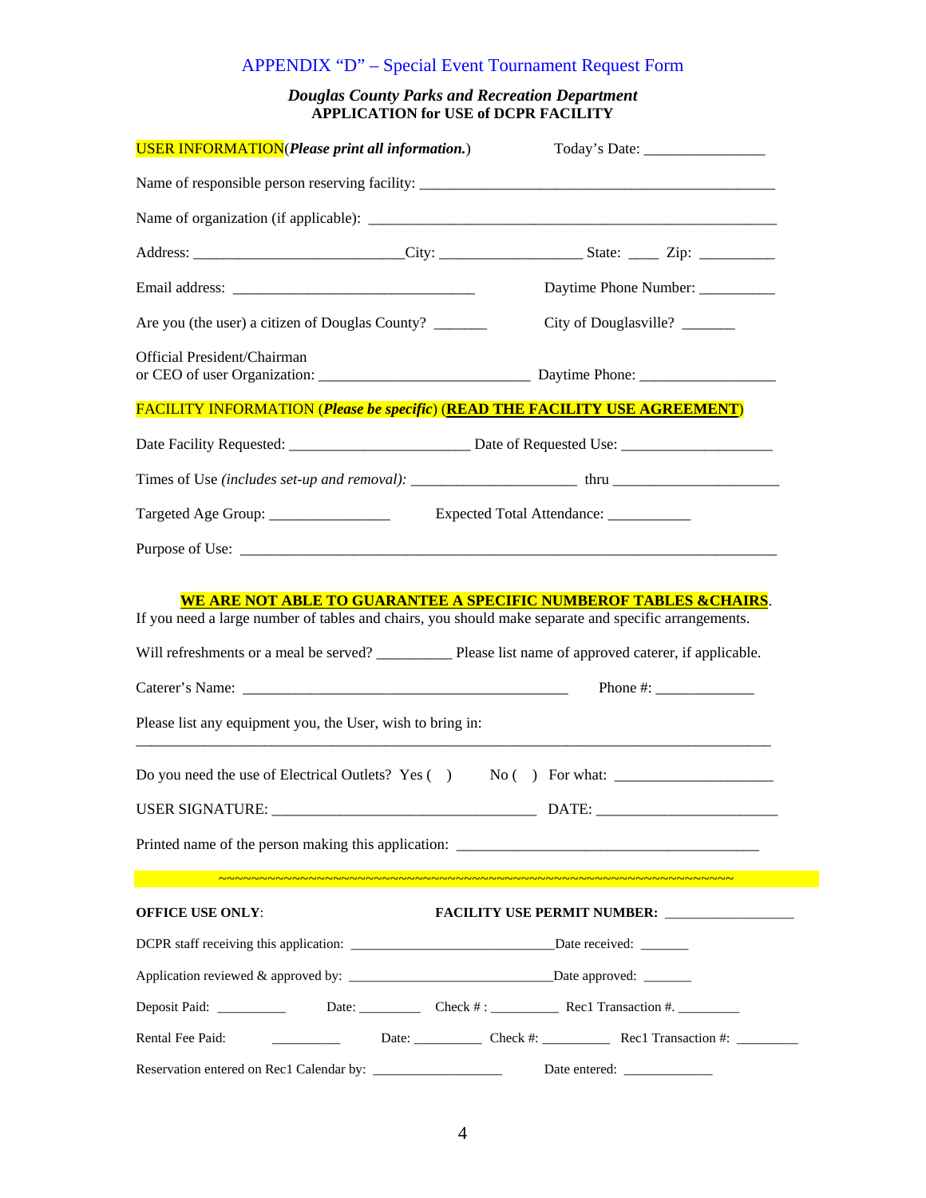# APPENDIX "D" – Special Event Tournament Request Form

***Douglas County Parks and Recreation Department***
**APPLICATION for USE of DCPR FACILITY**

USER INFORMATION(***Please print all information.***) Today's Date: ________________

Name of responsible person reserving facility: ________________________________________________

Name of organization (if applicable): ________________________________________________________

Address: ___________________________City: __________________ State: ____ Zip: __________

Email address: ________________________________ Daytime Phone Number: __________

Are you (the user) a citizen of Douglas County? _______ City of Douglasville? _______

Official President/Chairman
or CEO of user Organization: ___________________________ Daytime Phone: _________________

FACILITY INFORMATION (***Please be specific***) (**READ THE FACILITY USE AGREEMENT**)

Date Facility Requested: _______________________ Date of Requested Use: ___________________

Times of Use *(includes set-up and removal):* _____________________ thru ______________________

Targeted Age Group: ________________ Expected Total Attendance: ___________

Purpose of Use: ___________________________________________________________________________

**WE ARE NOT ABLE TO GUARANTEE A SPECIFIC NUMBEROF TABLES &CHAIRS**.
If you need a large number of tables and chairs, you should make separate and specific arrangements.

Will refreshments or a meal be served? __________ Please list name of approved caterer, if applicable.

Caterer's Name: __________________________________________ Phone #: _____________

Please list any equipment you, the User, wish to bring in:

___________________________________________________________________________________

Do you need the use of Electrical Outlets? Yes ( ) No ( ) For what: ____________________

USER SIGNATURE: __________________________________ DATE: _______________________

Printed name of the person making this application: _______________________________________

~~~~~~~~~~~~~~~~~~~~~~~~~~~~~~~~~~~~~~~~~~~~~~~~~~~~~~~~~~~~~~~~~~~~~~~~

**OFFICE USE ONLY**: **FACILITY USE PERMIT NUMBER:** __________________

DCPR staff receiving this application: _____________________________Date received: _______

Application reviewed & approved by: _____________________________Date approved: _______

Deposit Paid: __________ Date: _________ Check # : __________ Rec1 Transaction #. _________

Rental Fee Paid: __________ Date: __________ Check #: __________ Rec1 Transaction #: _________

Reservation entered on Rec1 Calendar by: ___________________ Date entered: _____________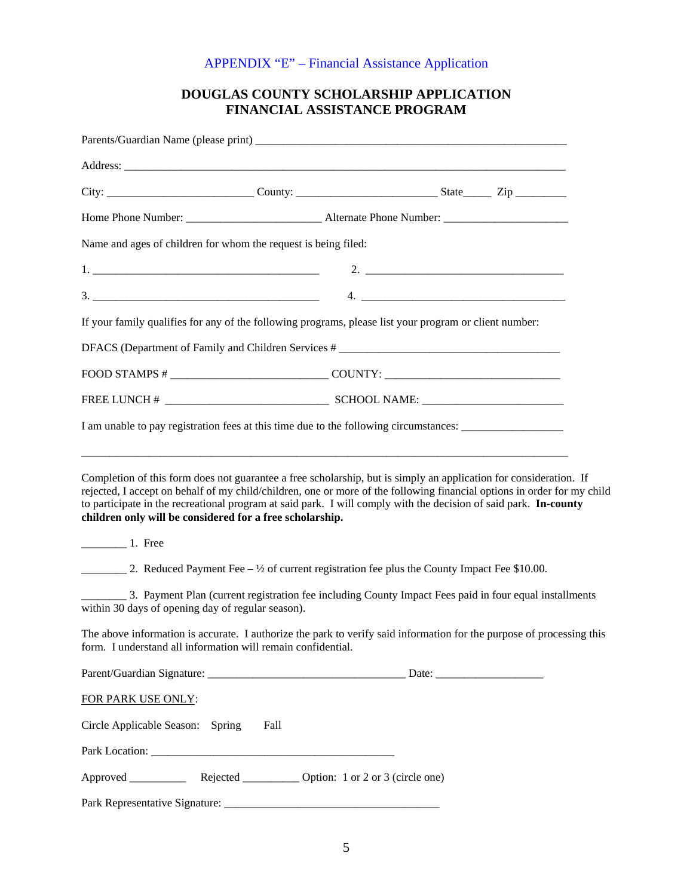APPENDIX "E" – Financial Assistance Application

# DOUGLAS COUNTY SCHOLARSHIP APPLICATION
# FINANCIAL ASSISTANCE PROGRAM

Parents/Guardian Name (please print) ___________________________________________________

Address: ______________________________________________________________________

City: _______________________ County: ______________________ State_____ Zip _________

Home Phone Number: ______________________ Alternate Phone Number: ____________________

Name and ages of children for whom the request is being filed:

1. ______________________________________ 2. __________________________________

3. ______________________________________ 4. __________________________________

If your family qualifies for any of the following programs, please list your program or client number:

DFACS (Department of Family and Children Services # _____________________________________

FOOD STAMPS # __________________________ COUNTY: _____________________________

FREE LUNCH # ___________________________ SCHOOL NAME: _______________________

I am unable to pay registration fees at this time due to the following circumstances: _________________

_____________________________________________________________________________

Completion of this form does not guarantee a free scholarship, but is simply an application for consideration. If rejected, I accept on behalf of my child/children, one or more of the following financial options in order for my child to participate in the recreational program at said park. I will comply with the decision of said park. **In-county children only will be considered for a free scholarship.**

________ 1. Free

________ 2. Reduced Payment Fee – ½ of current registration fee plus the County Impact Fee $10.00.

________ 3. Payment Plan (current registration fee including County Impact Fees paid in four equal installments within 30 days of opening day of regular season).

The above information is accurate. I authorize the park to verify said information for the purpose of processing this form. I understand all information will remain confidential.

Parent/Guardian Signature: _________________________________ Date: __________________

FOR PARK USE ONLY:

Circle Applicable Season: Spring Fall

Park Location: ________________________________________

Approved __________ Rejected __________ Option: 1 or 2 or 3 (circle one)

Park Representative Signature: ____________________________________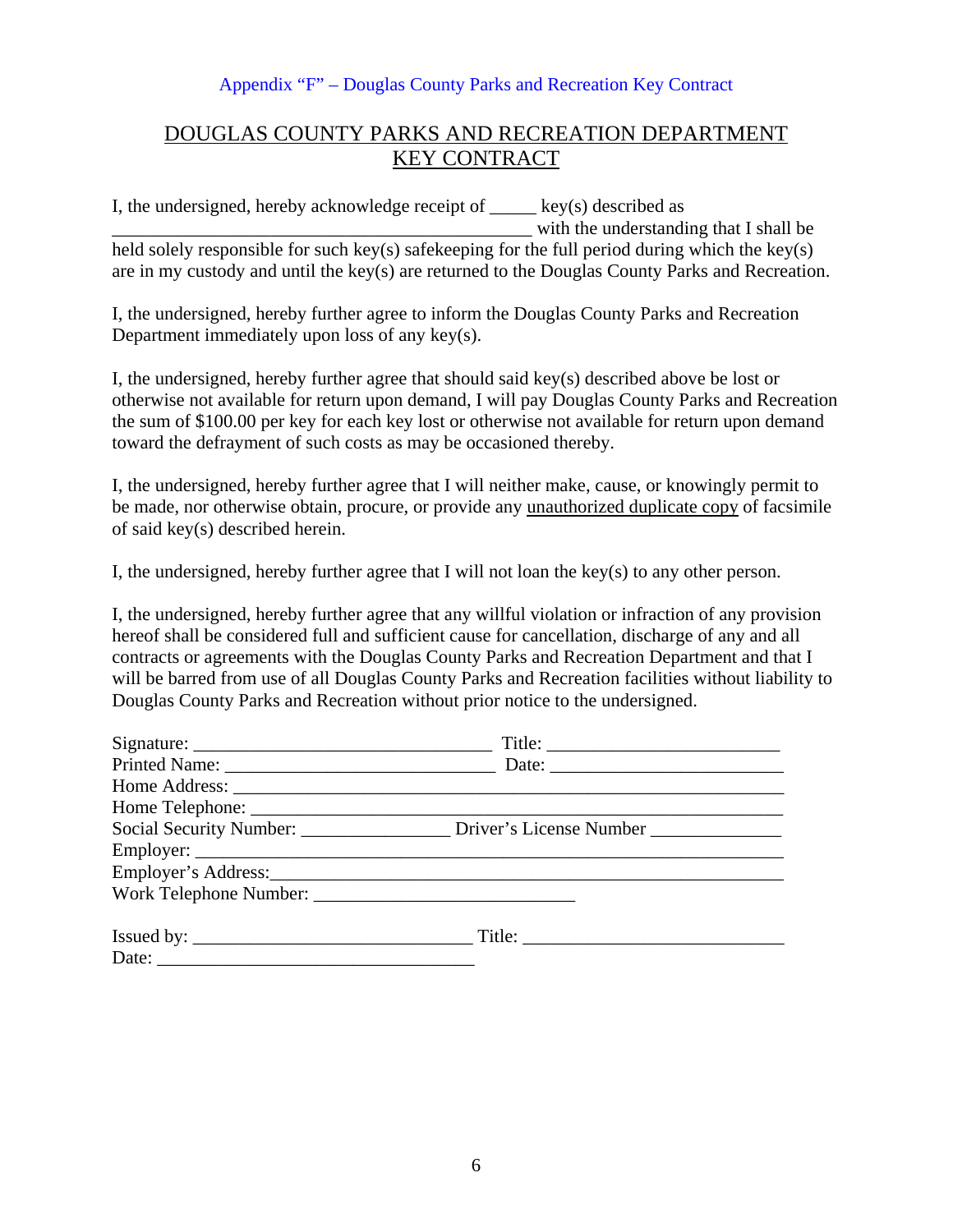Appendix “F” – Douglas County Parks and Recreation Key Contract

# DOUGLAS COUNTY PARKS AND RECREATION DEPARTMENT KEY CONTRACT

I, the undersigned, hereby acknowledge receipt of _____ key(s) described as ____________________________________________ with the understanding that I shall be held solely responsible for such key(s) safekeeping for the full period during which the key(s) are in my custody and until the key(s) are returned to the Douglas County Parks and Recreation.

I, the undersigned, hereby further agree to inform the Douglas County Parks and Recreation Department immediately upon loss of any key(s).

I, the undersigned, hereby further agree that should said key(s) described above be lost or otherwise not available for return upon demand, I will pay Douglas County Parks and Recreation the sum of $100.00 per key for each key lost or otherwise not available for return upon demand toward the defrayment of such costs as may be occasioned thereby.

I, the undersigned, hereby further agree that I will neither make, cause, or knowingly permit to be made, nor otherwise obtain, procure, or provide any unauthorized duplicate copy of facsimile of said key(s) described herein.

I, the undersigned, hereby further agree that I will not loan the key(s) to any other person.

I, the undersigned, hereby further agree that any willful violation or infraction of any provision hereof shall be considered full and sufficient cause for cancellation, discharge of any and all contracts or agreements with the Douglas County Parks and Recreation Department and that I will be barred from use of all Douglas County Parks and Recreation facilities without liability to Douglas County Parks and Recreation without prior notice to the undersigned.

Signature: ________________________________ Title: _________________________
Printed Name: _____________________________ Date: __________________________
Home Address: ____________________________________________________________
Home Telephone: __________________________________________________________
Social Security Number: ________________ Driver’s License Number ______________
Employer: ________________________________________________________________
Employer’s Address:________________________________________________________
Work Telephone Number: ____________________________

Issued by: ______________________________ Title: ____________________________
Date: ___________________________________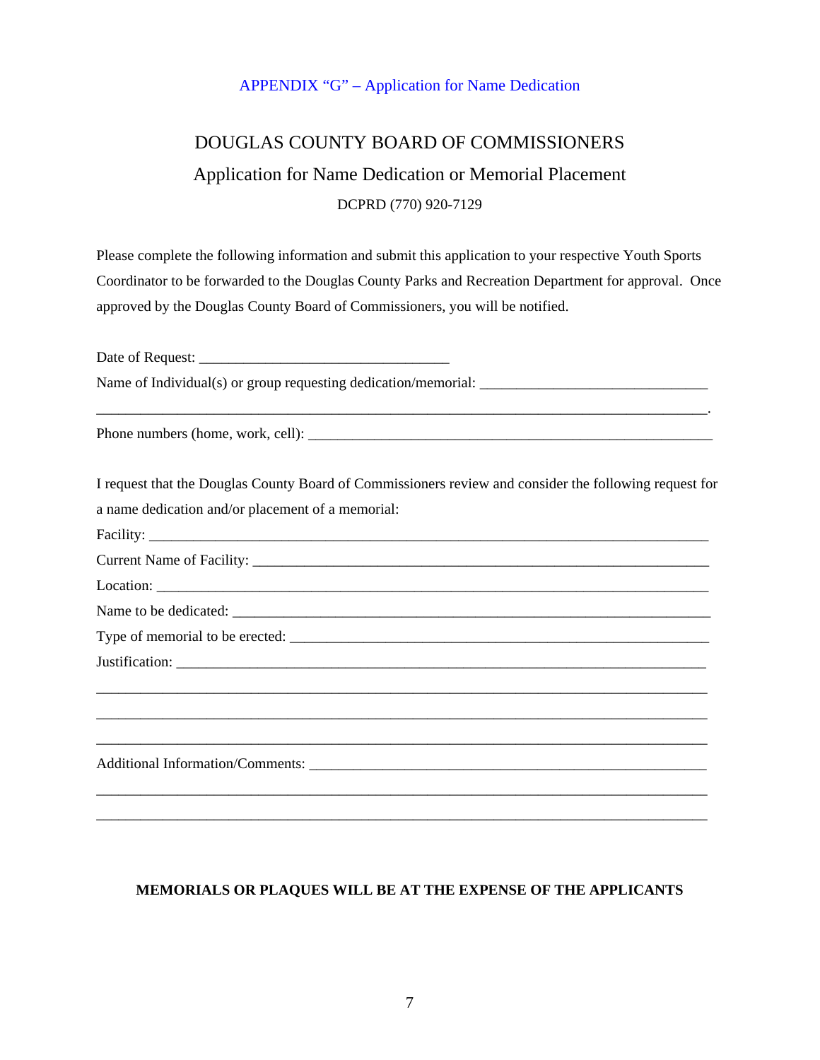APPENDIX "G" – Application for Name Dedication

# DOUGLAS COUNTY BOARD OF COMMISSIONERS

## Application for Name Dedication or Memorial Placement

DCPRD (770) 920-7129

Please complete the following information and submit this application to your respective Youth Sports Coordinator to be forwarded to the Douglas County Parks and Recreation Department for approval. Once approved by the Douglas County Board of Commissioners, you will be notified.

Date of Request: ___________________________________

Name of Individual(s) or group requesting dedication/memorial: ______________________________

_____________________________________________________________________________________.

Phone numbers (home, work, cell): ________________________________________________________

I request that the Douglas County Board of Commissioners review and consider the following request for a name dedication and/or placement of a memorial:

Facility: _____________________________________________________________________________

Current Name of Facility: _______________________________________________________________

Location: ____________________________________________________________________________

Name to be dedicated: _________________________________________________________________

Type of memorial to be erected: _________________________________________________________

Justification: _________________________________________________________________________

_____________________________________________________________________________________

_____________________________________________________________________________________

_____________________________________________________________________________________

Additional Information/Comments: _______________________________________________________

_____________________________________________________________________________________

_____________________________________________________________________________________

**MEMORIALS OR PLAQUES WILL BE AT THE EXPENSE OF THE APPLICANTS**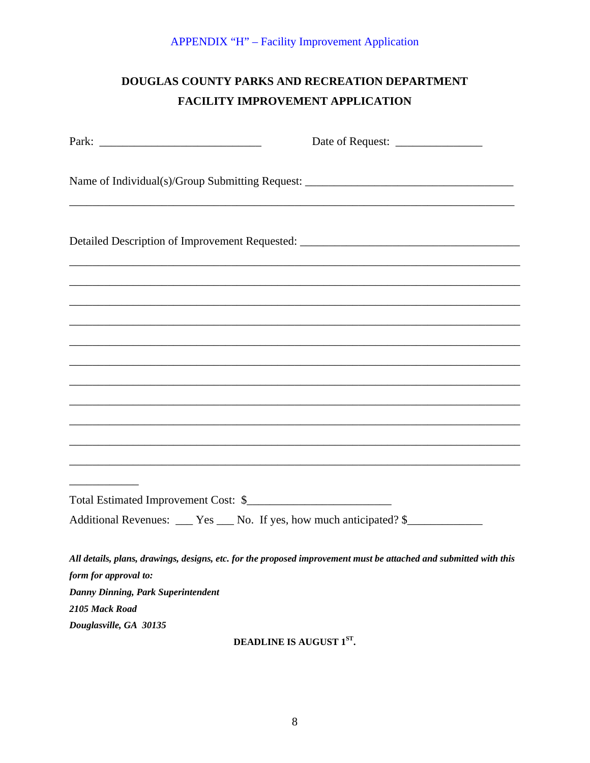APPENDIX "H" – Facility Improvement Application

# DOUGLAS COUNTY PARKS AND RECREATION DEPARTMENT
# FACILITY IMPROVEMENT APPLICATION

Park: ___________________________ Date of Request: _______________

Name of Individual(s)/Group Submitting Request: ___________________________________

_____________________________________________________________________________

Detailed Description of Improvement Requested: _____________________________________

_____________________________________________________________________________

_____________________________________________________________________________

_____________________________________________________________________________

_____________________________________________________________________________

_____________________________________________________________________________

_____________________________________________________________________________

_____________________________________________________________________________

_____________________________________________________________________________

_____________________________________________________________________________

_____________________________________________________________________________

_____________________________________________________________________________

____________

Total Estimated Improvement Cost: $________________________

Additional Revenues: ___ Yes ___ No. If yes, how much anticipated? $_____________

***All details, plans, drawings, designs, etc. for the proposed improvement must be attached and submitted with this form for approval to:***
***Danny Dinning, Park Superintendent***
***2105 Mack Road***
***Douglasville, GA 30135***

**DEADLINE IS AUGUST 1ST.**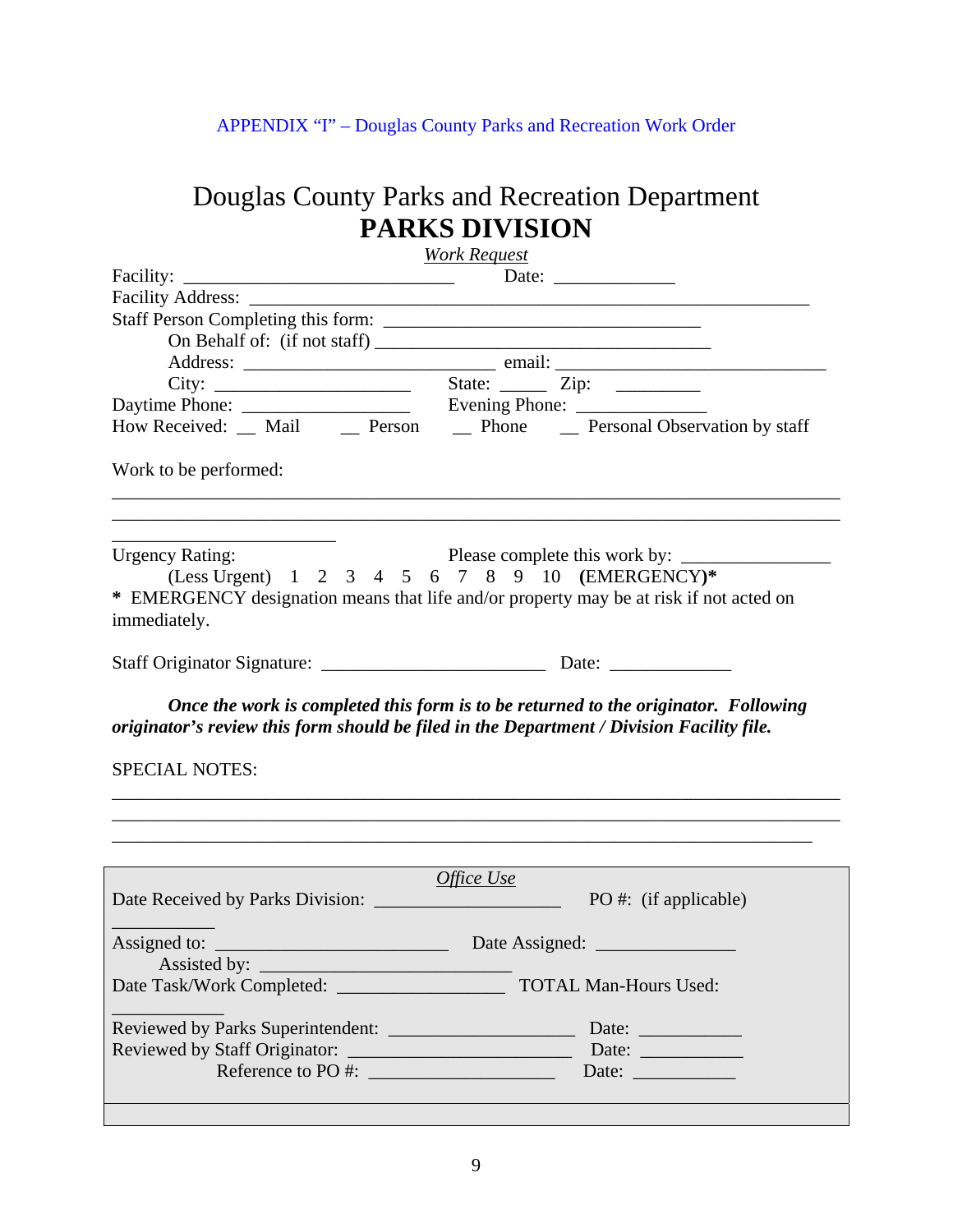APPENDIX "I" – Douglas County Parks and Recreation Work Order

# Douglas County Parks and Recreation Department
# PARKS DIVISION

*Work Request*

Facility: ___________________________ Date: ____________

Facility Address: _________________________________________________________

Staff Person Completing this form: ________________________________

On Behalf of: (if not staff) ___________________________________

Address: __________________________ email: ____________________________

City: ____________________ State: _____ Zip: _________

Daytime Phone: _________________ Evening Phone: ______________

How Received: __ Mail __ Person __ Phone __ Personal Observation by staff

Work to be performed:

___________________________________________________________________________

___________________________________________________________________________

_______________________

Urgency Rating: Please complete this work by: ________________

(Less Urgent) 1 2 3 4 5 6 7 8 9 10 **(EMERGENCY)***

**\*** EMERGENCY designation means that life and/or property may be at risk if not acted on immediately.

Staff Originator Signature: _______________________ Date: _____________

***Once the work is completed this form is to be returned to the originator. Following originator's review this form should be filed in the Department / Division Facility file.***

SPECIAL NOTES:

___________________________________________________________________________

___________________________________________________________________________

___________________________________________________________________________

*Office Use*

Date Received by Parks Division: ___________________ PO #: (if applicable) __________

Assigned to: ________________________ Date Assigned: _______________

Assisted by: ___________________________

Date Task/Work Completed: _________________ TOTAL Man-Hours Used: ___________

Reviewed by Parks Superintendent: ___________________ Date: ___________

Reviewed by Staff Originator: ______________________ Date: ___________

Reference to PO #: ___________________ Date: ___________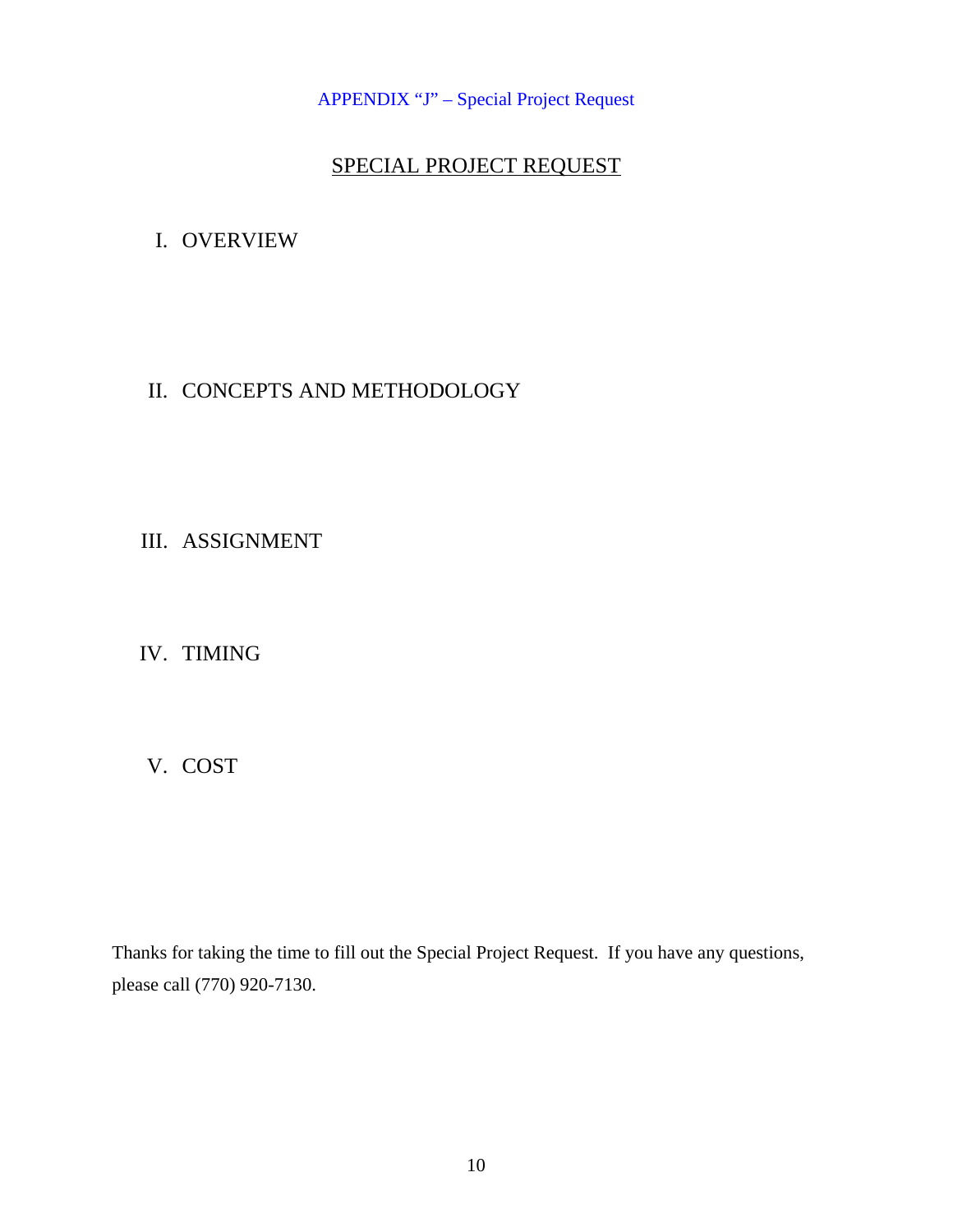APPENDIX “J” – Special Project Request

# SPECIAL PROJECT REQUEST

## I. OVERVIEW

## II. CONCEPTS AND METHODOLOGY

## III. ASSIGNMENT

## IV. TIMING

## V. COST

Thanks for taking the time to fill out the Special Project Request. If you have any questions, please call (770) 920-7130.